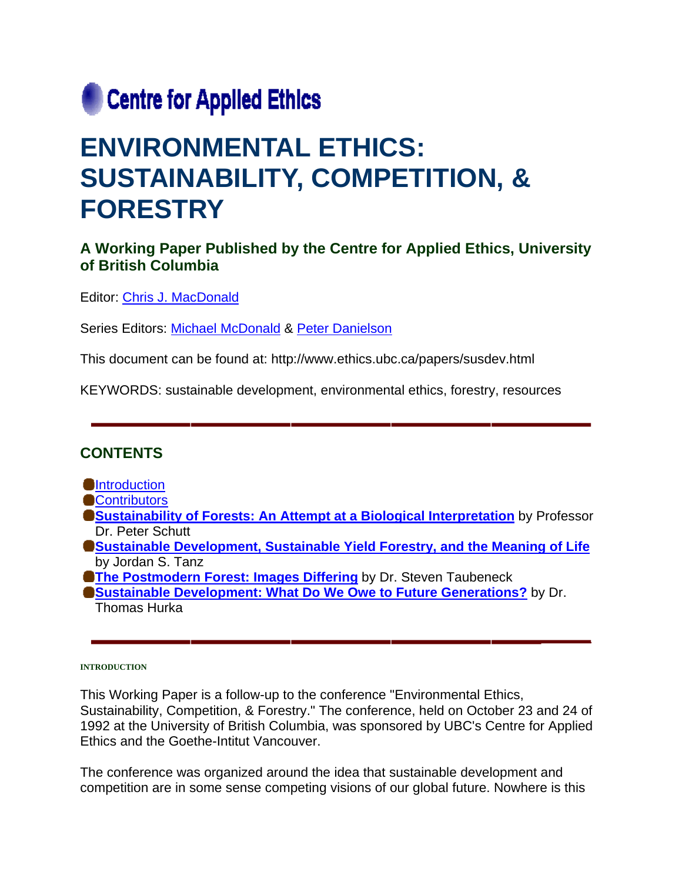Centre for Applied Ethics

# ENVIRONMENTAL ETHICS: SUSTAINABILITY, COMPETITION, & FORESTRY

### A Working Paper Published by the Centre for Applied Ethics, University of British Columbia

Editor: Chris J. MacDonald

Series Editors: Michael McDonald & Peter Danielson

This document can be found at: http://www.ethics.ubc.ca/papers/susdev.html

KEYWORDS: sustainable development, environmental ethics, forestry, resources

---

## CONTENTS

- Introduction
- Contributors
- **Sustainability of Forests: An Attempt at a Biological Interpretation** by Professor Dr. Peter Schutt
- **Sustainable Development, Sustainable Yield Forestry, and the Meaning of Life** by Jordan S. Tanz
- **The Postmodern Forest: Images Differing** by Dr. Steven Taubeneck
- **Sustainable Development: What Do We Owe to Future Generations?** by Dr. Thomas Hurka

---

##### INTRODUCTION

This Working Paper is a follow-up to the conference "Environmental Ethics, Sustainability, Competition, & Forestry." The conference, held on October 23 and 24 of 1992 at the University of British Columbia, was sponsored by UBC's Centre for Applied Ethics and the Goethe-Intitut Vancouver.

The conference was organized around the idea that sustainable development and competition are in some sense competing visions of our global future. Nowhere is this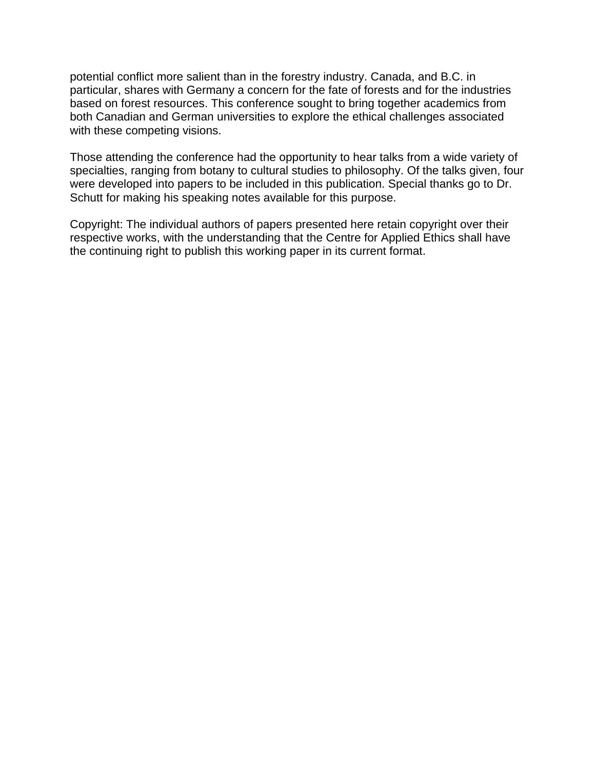potential conflict more salient than in the forestry industry. Canada, and B.C. in particular, shares with Germany a concern for the fate of forests and for the industries based on forest resources. This conference sought to bring together academics from both Canadian and German universities to explore the ethical challenges associated with these competing visions.

Those attending the conference had the opportunity to hear talks from a wide variety of specialties, ranging from botany to cultural studies to philosophy. Of the talks given, four were developed into papers to be included in this publication. Special thanks go to Dr. Schutt for making his speaking notes available for this purpose.

Copyright: The individual authors of papers presented here retain copyright over their respective works, with the understanding that the Centre for Applied Ethics shall have the continuing right to publish this working paper in its current format.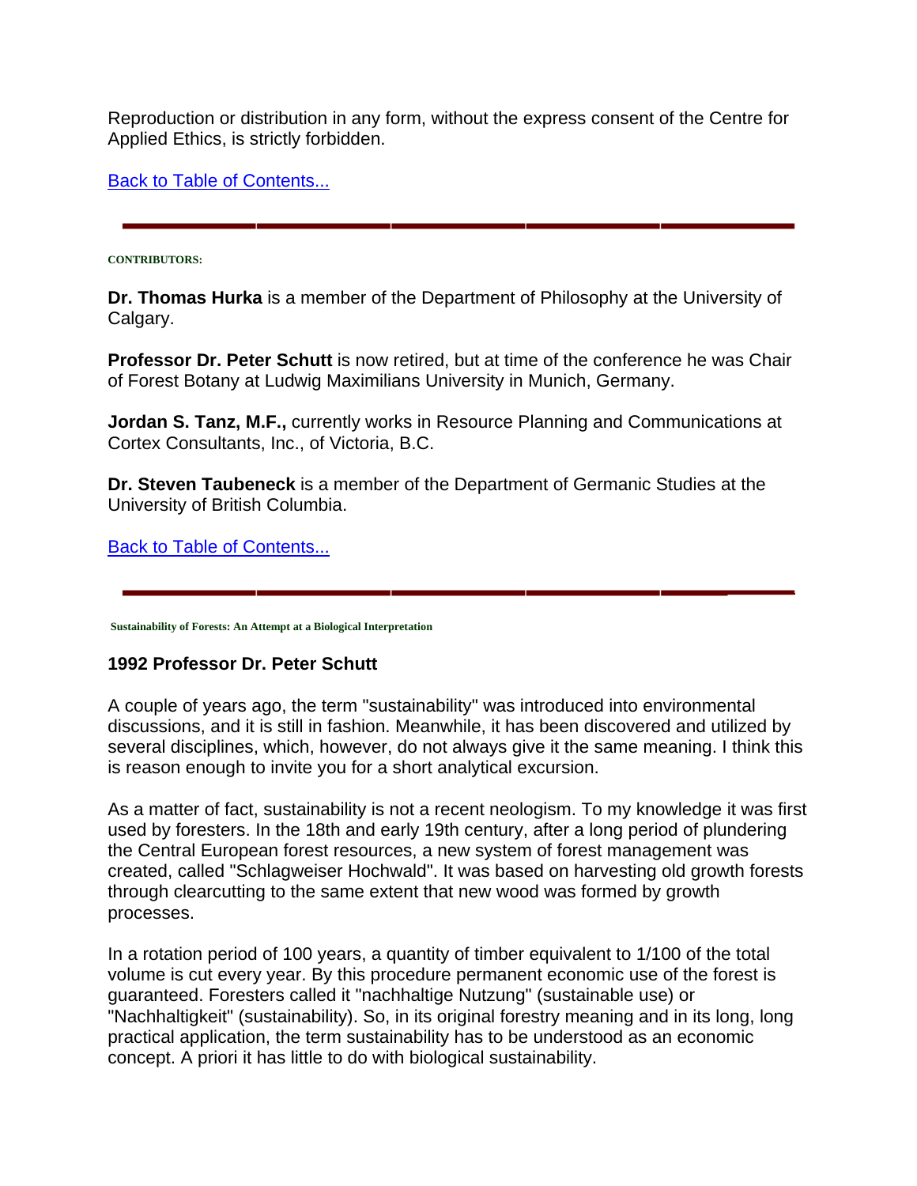Reproduction or distribution in any form, without the express consent of the Centre for Applied Ethics, is strictly forbidden.

Back to Table of Contents...

---

**CONTRIBUTORS:**

**Dr. Thomas Hurka** is a member of the Department of Philosophy at the University of Calgary.

**Professor Dr. Peter Schutt** is now retired, but at time of the conference he was Chair of Forest Botany at Ludwig Maximilians University in Munich, Germany.

**Jordan S. Tanz, M.F.,** currently works in Resource Planning and Communications at Cortex Consultants, Inc., of Victoria, B.C.

**Dr. Steven Taubeneck** is a member of the Department of Germanic Studies at the University of British Columbia.

Back to Table of Contents...

---

**Sustainability of Forests: An Attempt at a Biological Interpretation**

**1992 Professor Dr. Peter Schutt**

A couple of years ago, the term "sustainability" was introduced into environmental discussions, and it is still in fashion. Meanwhile, it has been discovered and utilized by several disciplines, which, however, do not always give it the same meaning. I think this is reason enough to invite you for a short analytical excursion.

As a matter of fact, sustainability is not a recent neologism. To my knowledge it was first used by foresters. In the 18th and early 19th century, after a long period of plundering the Central European forest resources, a new system of forest management was created, called "Schlagweiser Hochwald". It was based on harvesting old growth forests through clearcutting to the same extent that new wood was formed by growth processes.

In a rotation period of 100 years, a quantity of timber equivalent to 1/100 of the total volume is cut every year. By this procedure permanent economic use of the forest is guaranteed. Foresters called it "nachhaltige Nutzung" (sustainable use) or "Nachhaltigkeit" (sustainability). So, in its original forestry meaning and in its long, long practical application, the term sustainability has to be understood as an economic concept. A priori it has little to do with biological sustainability.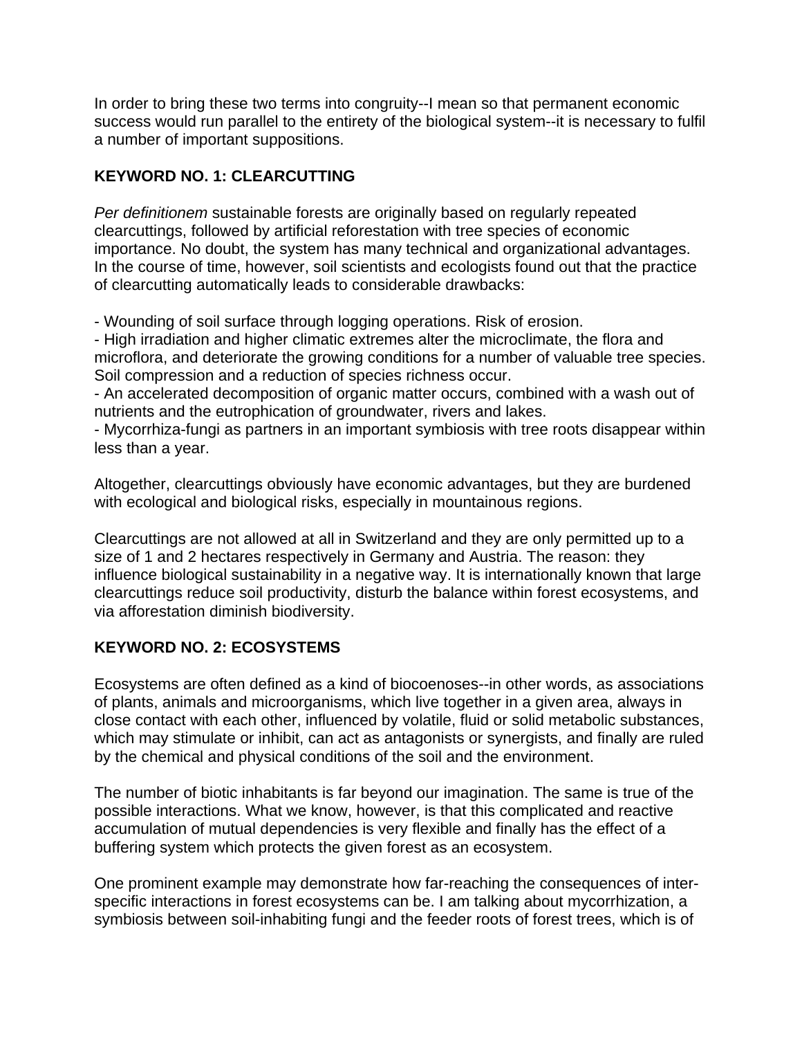In order to bring these two terms into congruity--I mean so that permanent economic success would run parallel to the entirety of the biological system--it is necessary to fulfil a number of important suppositions.

**KEYWORD NO. 1: CLEARCUTTING**

*Per definitionem* sustainable forests are originally based on regularly repeated clearcuttings, followed by artificial reforestation with tree species of economic importance. No doubt, the system has many technical and organizational advantages. In the course of time, however, soil scientists and ecologists found out that the practice of clearcutting automatically leads to considerable drawbacks:

- Wounding of soil surface through logging operations. Risk of erosion.
- High irradiation and higher climatic extremes alter the microclimate, the flora and microflora, and deteriorate the growing conditions for a number of valuable tree species. Soil compression and a reduction of species richness occur.
- An accelerated decomposition of organic matter occurs, combined with a wash out of nutrients and the eutrophication of groundwater, rivers and lakes.
- Mycorrhiza-fungi as partners in an important symbiosis with tree roots disappear within less than a year.

Altogether, clearcuttings obviously have economic advantages, but they are burdened with ecological and biological risks, especially in mountainous regions.

Clearcuttings are not allowed at all in Switzerland and they are only permitted up to a size of 1 and 2 hectares respectively in Germany and Austria. The reason: they influence biological sustainability in a negative way. It is internationally known that large clearcuttings reduce soil productivity, disturb the balance within forest ecosystems, and via afforestation diminish biodiversity.

**KEYWORD NO. 2: ECOSYSTEMS**

Ecosystems are often defined as a kind of biocoenoses--in other words, as associations of plants, animals and microorganisms, which live together in a given area, always in close contact with each other, influenced by volatile, fluid or solid metabolic substances, which may stimulate or inhibit, can act as antagonists or synergists, and finally are ruled by the chemical and physical conditions of the soil and the environment.

The number of biotic inhabitants is far beyond our imagination. The same is true of the possible interactions. What we know, however, is that this complicated and reactive accumulation of mutual dependencies is very flexible and finally has the effect of a buffering system which protects the given forest as an ecosystem.

One prominent example may demonstrate how far-reaching the consequences of inter-specific interactions in forest ecosystems can be. I am talking about mycorrhization, a symbiosis between soil-inhabiting fungi and the feeder roots of forest trees, which is of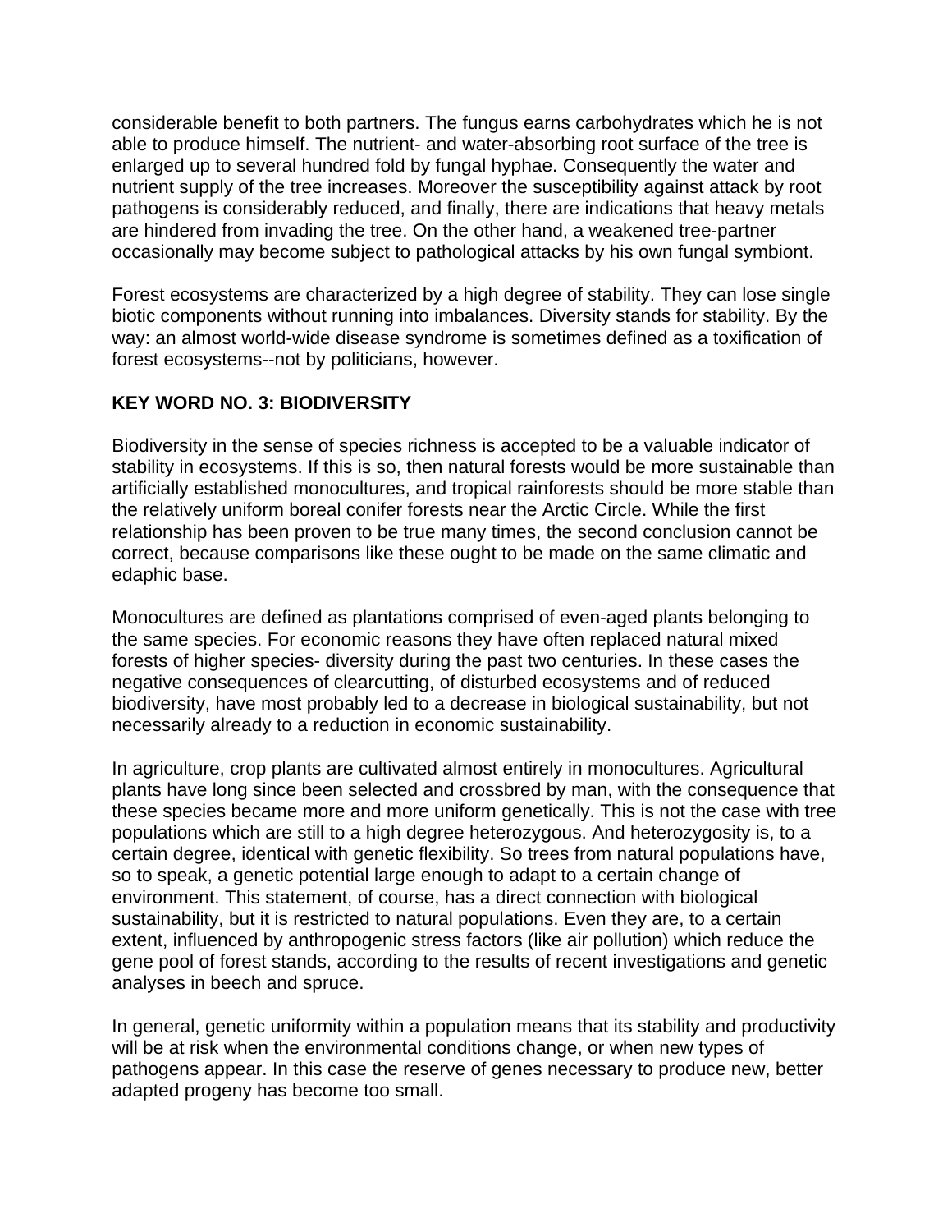considerable benefit to both partners. The fungus earns carbohydrates which he is not able to produce himself. The nutrient- and water-absorbing root surface of the tree is enlarged up to several hundred fold by fungal hyphae. Consequently the water and nutrient supply of the tree increases. Moreover the susceptibility against attack by root pathogens is considerably reduced, and finally, there are indications that heavy metals are hindered from invading the tree. On the other hand, a weakened tree-partner occasionally may become subject to pathological attacks by his own fungal symbiont.

Forest ecosystems are characterized by a high degree of stability. They can lose single biotic components without running into imbalances. Diversity stands for stability. By the way: an almost world-wide disease syndrome is sometimes defined as a toxification of forest ecosystems--not by politicians, however.

**KEY WORD NO. 3: BIODIVERSITY**

Biodiversity in the sense of species richness is accepted to be a valuable indicator of stability in ecosystems. If this is so, then natural forests would be more sustainable than artificially established monocultures, and tropical rainforests should be more stable than the relatively uniform boreal conifer forests near the Arctic Circle. While the first relationship has been proven to be true many times, the second conclusion cannot be correct, because comparisons like these ought to be made on the same climatic and edaphic base.

Monocultures are defined as plantations comprised of even-aged plants belonging to the same species. For economic reasons they have often replaced natural mixed forests of higher species- diversity during the past two centuries. In these cases the negative consequences of clearcutting, of disturbed ecosystems and of reduced biodiversity, have most probably led to a decrease in biological sustainability, but not necessarily already to a reduction in economic sustainability.

In agriculture, crop plants are cultivated almost entirely in monocultures. Agricultural plants have long since been selected and crossbred by man, with the consequence that these species became more and more uniform genetically. This is not the case with tree populations which are still to a high degree heterozygous. And heterozygosity is, to a certain degree, identical with genetic flexibility. So trees from natural populations have, so to speak, a genetic potential large enough to adapt to a certain change of environment. This statement, of course, has a direct connection with biological sustainability, but it is restricted to natural populations. Even they are, to a certain extent, influenced by anthropogenic stress factors (like air pollution) which reduce the gene pool of forest stands, according to the results of recent investigations and genetic analyses in beech and spruce.

In general, genetic uniformity within a population means that its stability and productivity will be at risk when the environmental conditions change, or when new types of pathogens appear. In this case the reserve of genes necessary to produce new, better adapted progeny has become too small.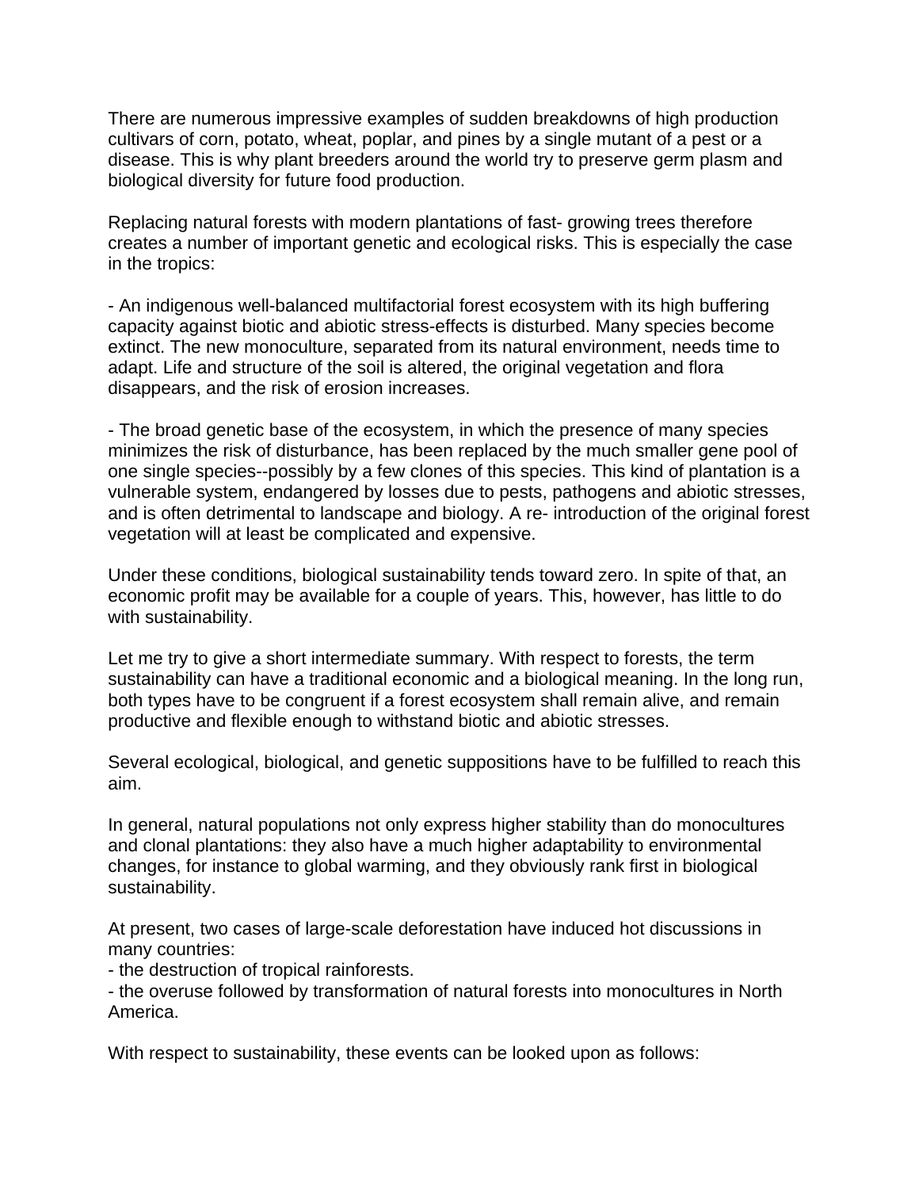There are numerous impressive examples of sudden breakdowns of high production cultivars of corn, potato, wheat, poplar, and pines by a single mutant of a pest or a disease. This is why plant breeders around the world try to preserve germ plasm and biological diversity for future food production.

Replacing natural forests with modern plantations of fast- growing trees therefore creates a number of important genetic and ecological risks. This is especially the case in the tropics:

- An indigenous well-balanced multifactorial forest ecosystem with its high buffering capacity against biotic and abiotic stress-effects is disturbed. Many species become extinct. The new monoculture, separated from its natural environment, needs time to adapt. Life and structure of the soil is altered, the original vegetation and flora disappears, and the risk of erosion increases.

- The broad genetic base of the ecosystem, in which the presence of many species minimizes the risk of disturbance, has been replaced by the much smaller gene pool of one single species--possibly by a few clones of this species. This kind of plantation is a vulnerable system, endangered by losses due to pests, pathogens and abiotic stresses, and is often detrimental to landscape and biology. A re- introduction of the original forest vegetation will at least be complicated and expensive.

Under these conditions, biological sustainability tends toward zero. In spite of that, an economic profit may be available for a couple of years. This, however, has little to do with sustainability.

Let me try to give a short intermediate summary. With respect to forests, the term sustainability can have a traditional economic and a biological meaning. In the long run, both types have to be congruent if a forest ecosystem shall remain alive, and remain productive and flexible enough to withstand biotic and abiotic stresses.

Several ecological, biological, and genetic suppositions have to be fulfilled to reach this aim.

In general, natural populations not only express higher stability than do monocultures and clonal plantations: they also have a much higher adaptability to environmental changes, for instance to global warming, and they obviously rank first in biological sustainability.

At present, two cases of large-scale deforestation have induced hot discussions in many countries:
- the destruction of tropical rainforests.
- the overuse followed by transformation of natural forests into monocultures in North America.

With respect to sustainability, these events can be looked upon as follows: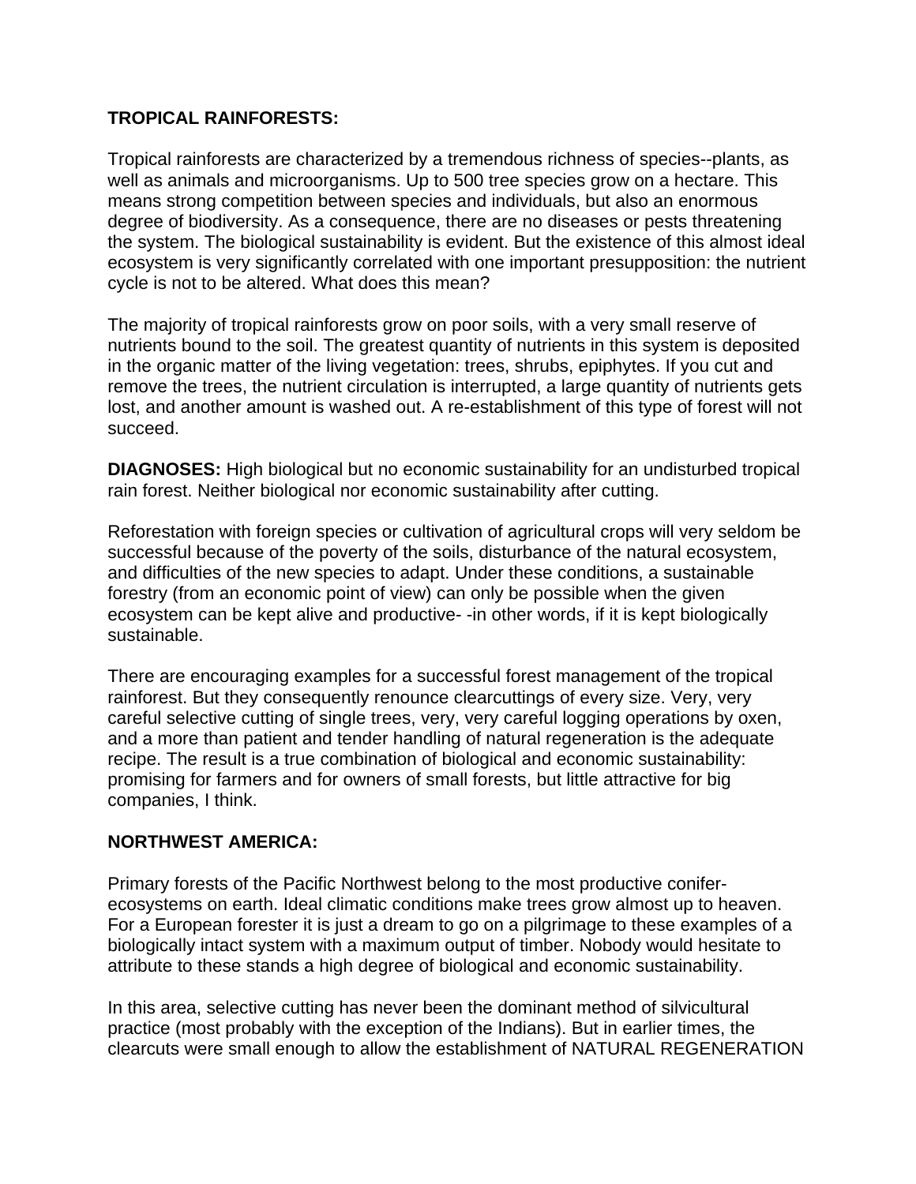**TROPICAL RAINFORESTS:**

Tropical rainforests are characterized by a tremendous richness of species--plants, as well as animals and microorganisms. Up to 500 tree species grow on a hectare. This means strong competition between species and individuals, but also an enormous degree of biodiversity. As a consequence, there are no diseases or pests threatening the system. The biological sustainability is evident. But the existence of this almost ideal ecosystem is very significantly correlated with one important presupposition: the nutrient cycle is not to be altered. What does this mean?

The majority of tropical rainforests grow on poor soils, with a very small reserve of nutrients bound to the soil. The greatest quantity of nutrients in this system is deposited in the organic matter of the living vegetation: trees, shrubs, epiphytes. If you cut and remove the trees, the nutrient circulation is interrupted, a large quantity of nutrients gets lost, and another amount is washed out. A re-establishment of this type of forest will not succeed.

**DIAGNOSES:** High biological but no economic sustainability for an undisturbed tropical rain forest. Neither biological nor economic sustainability after cutting.

Reforestation with foreign species or cultivation of agricultural crops will very seldom be successful because of the poverty of the soils, disturbance of the natural ecosystem, and difficulties of the new species to adapt. Under these conditions, a sustainable forestry (from an economic point of view) can only be possible when the given ecosystem can be kept alive and productive- -in other words, if it is kept biologically sustainable.

There are encouraging examples for a successful forest management of the tropical rainforest. But they consequently renounce clearcuttings of every size. Very, very careful selective cutting of single trees, very, very careful logging operations by oxen, and a more than patient and tender handling of natural regeneration is the adequate recipe. The result is a true combination of biological and economic sustainability: promising for farmers and for owners of small forests, but little attractive for big companies, I think.

**NORTHWEST AMERICA:**

Primary forests of the Pacific Northwest belong to the most productive conifer-ecosystems on earth. Ideal climatic conditions make trees grow almost up to heaven. For a European forester it is just a dream to go on a pilgrimage to these examples of a biologically intact system with a maximum output of timber. Nobody would hesitate to attribute to these stands a high degree of biological and economic sustainability.

In this area, selective cutting has never been the dominant method of silvicultural practice (most probably with the exception of the Indians). But in earlier times, the clearcuts were small enough to allow the establishment of NATURAL REGENERATION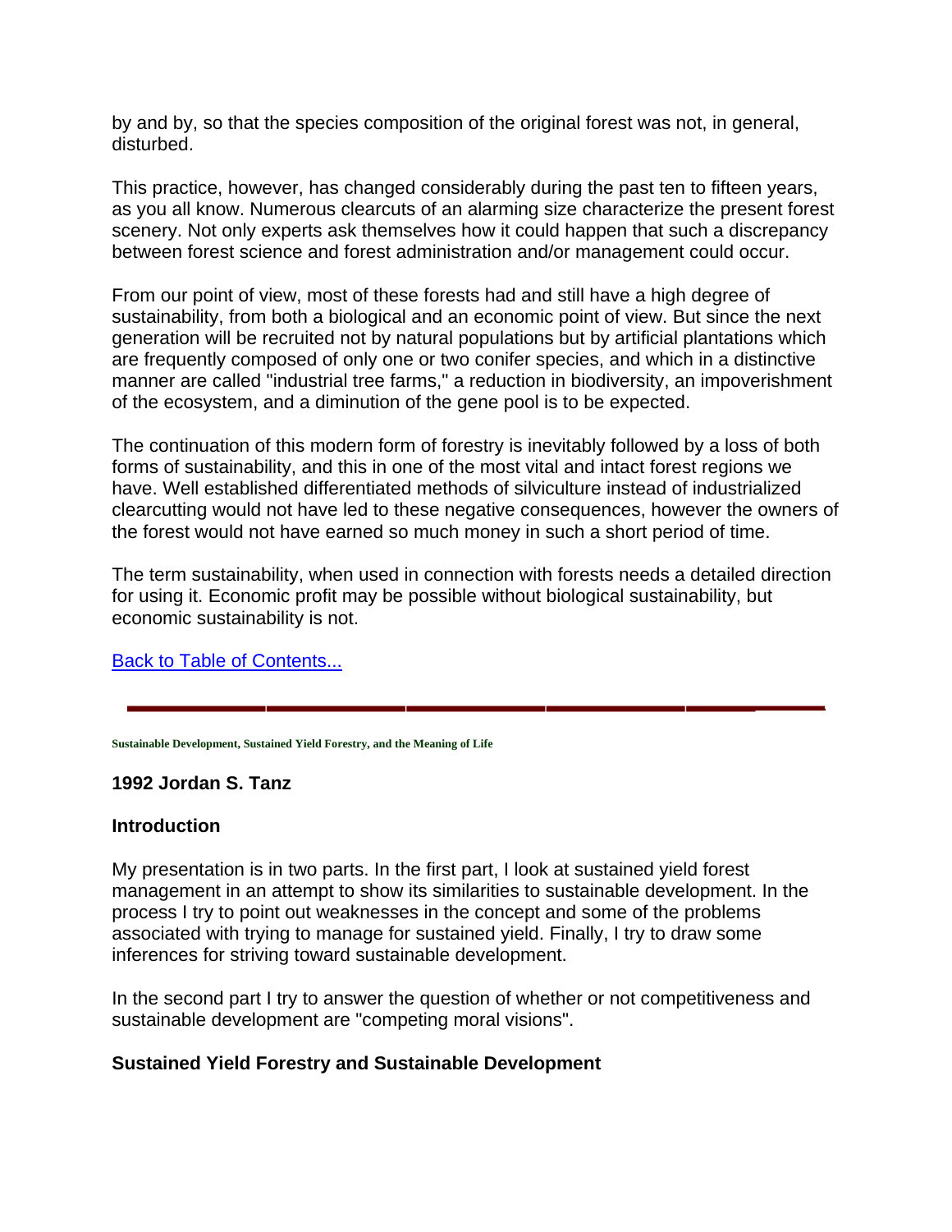by and by, so that the species composition of the original forest was not, in general, disturbed.

This practice, however, has changed considerably during the past ten to fifteen years, as you all know. Numerous clearcuts of an alarming size characterize the present forest scenery. Not only experts ask themselves how it could happen that such a discrepancy between forest science and forest administration and/or management could occur.

From our point of view, most of these forests had and still have a high degree of sustainability, from both a biological and an economic point of view. But since the next generation will be recruited not by natural populations but by artificial plantations which are frequently composed of only one or two conifer species, and which in a distinctive manner are called "industrial tree farms," a reduction in biodiversity, an impoverishment of the ecosystem, and a diminution of the gene pool is to be expected.

The continuation of this modern form of forestry is inevitably followed by a loss of both forms of sustainability, and this in one of the most vital and intact forest regions we have. Well established differentiated methods of silviculture instead of industrialized clearcutting would not have led to these negative consequences, however the owners of the forest would not have earned so much money in such a short period of time.

The term sustainability, when used in connection with forests needs a detailed direction for using it. Economic profit may be possible without biological sustainability, but economic sustainability is not.

Back to Table of Contents...

---

**Sustainable Development, Sustained Yield Forestry, and the Meaning of Life**

### 1992 Jordan S. Tanz

### Introduction

My presentation is in two parts. In the first part, I look at sustained yield forest management in an attempt to show its similarities to sustainable development. In the process I try to point out weaknesses in the concept and some of the problems associated with trying to manage for sustained yield. Finally, I try to draw some inferences for striving toward sustainable development.

In the second part I try to answer the question of whether or not competitiveness and sustainable development are "competing moral visions".

### Sustained Yield Forestry and Sustainable Development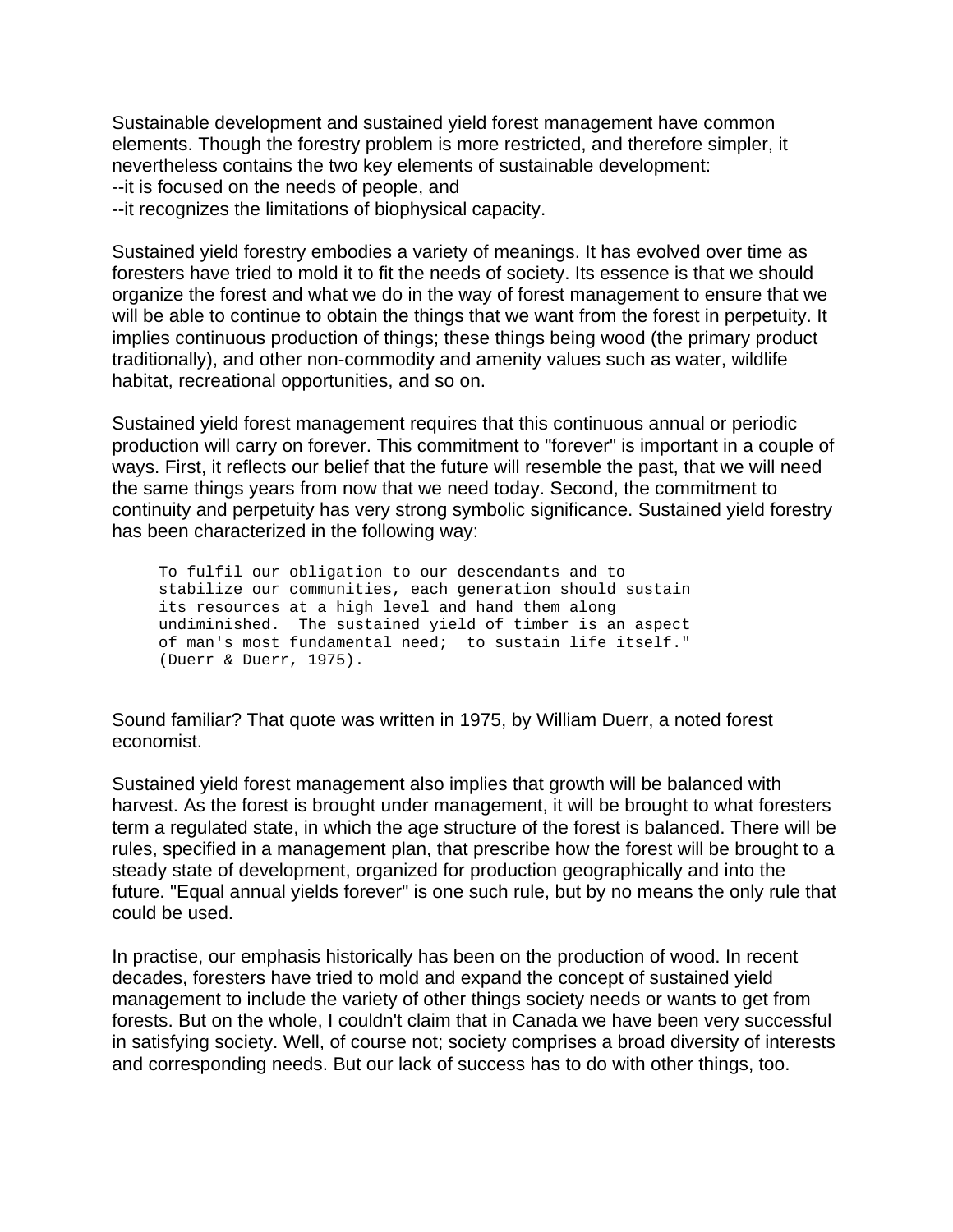Sustainable development and sustained yield forest management have common elements. Though the forestry problem is more restricted, and therefore simpler, it nevertheless contains the two key elements of sustainable development:

--it is focused on the needs of people, and

--it recognizes the limitations of biophysical capacity.

Sustained yield forestry embodies a variety of meanings. It has evolved over time as foresters have tried to mold it to fit the needs of society. Its essence is that we should organize the forest and what we do in the way of forest management to ensure that we will be able to continue to obtain the things that we want from the forest in perpetuity. It implies continuous production of things; these things being wood (the primary product traditionally), and other non-commodity and amenity values such as water, wildlife habitat, recreational opportunities, and so on.

Sustained yield forest management requires that this continuous annual or periodic production will carry on forever. This commitment to "forever" is important in a couple of ways. First, it reflects our belief that the future will resemble the past, that we will need the same things years from now that we need today. Second, the commitment to continuity and perpetuity has very strong symbolic significance. Sustained yield forestry has been characterized in the following way:

> To fulfil our obligation to our descendants and to stabilize our communities, each generation should sustain its resources at a high level and hand them along undiminished. The sustained yield of timber is an aspect of man's most fundamental need; to sustain life itself." (Duerr & Duerr, 1975).

Sound familiar? That quote was written in 1975, by William Duerr, a noted forest economist.

Sustained yield forest management also implies that growth will be balanced with harvest. As the forest is brought under management, it will be brought to what foresters term a regulated state, in which the age structure of the forest is balanced. There will be rules, specified in a management plan, that prescribe how the forest will be brought to a steady state of development, organized for production geographically and into the future. "Equal annual yields forever" is one such rule, but by no means the only rule that could be used.

In practise, our emphasis historically has been on the production of wood. In recent decades, foresters have tried to mold and expand the concept of sustained yield management to include the variety of other things society needs or wants to get from forests. But on the whole, I couldn't claim that in Canada we have been very successful in satisfying society. Well, of course not; society comprises a broad diversity of interests and corresponding needs. But our lack of success has to do with other things, too.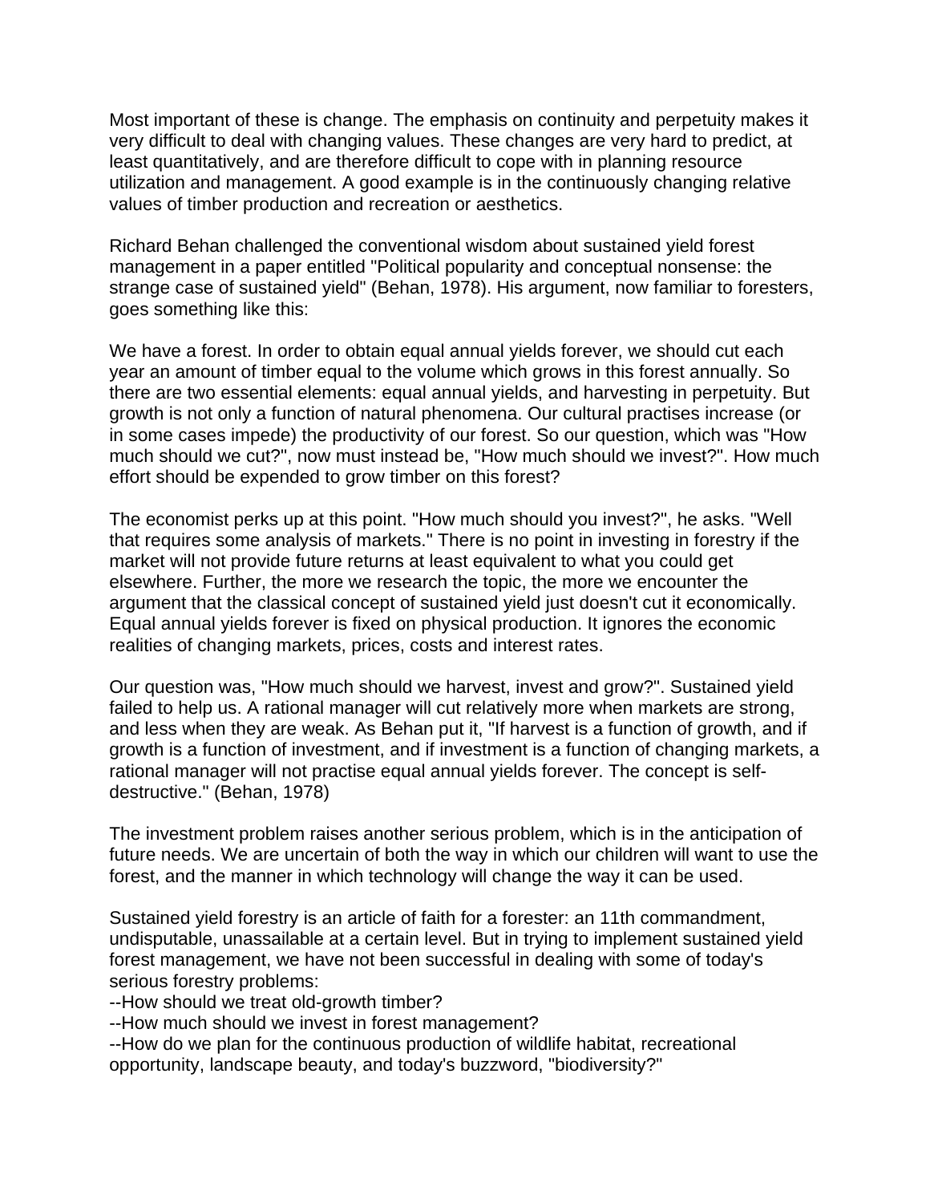Most important of these is change. The emphasis on continuity and perpetuity makes it very difficult to deal with changing values. These changes are very hard to predict, at least quantitatively, and are therefore difficult to cope with in planning resource utilization and management. A good example is in the continuously changing relative values of timber production and recreation or aesthetics.

Richard Behan challenged the conventional wisdom about sustained yield forest management in a paper entitled "Political popularity and conceptual nonsense: the strange case of sustained yield" (Behan, 1978). His argument, now familiar to foresters, goes something like this:

We have a forest. In order to obtain equal annual yields forever, we should cut each year an amount of timber equal to the volume which grows in this forest annually. So there are two essential elements: equal annual yields, and harvesting in perpetuity. But growth is not only a function of natural phenomena. Our cultural practises increase (or in some cases impede) the productivity of our forest. So our question, which was "How much should we cut?", now must instead be, "How much should we invest?". How much effort should be expended to grow timber on this forest?

The economist perks up at this point. "How much should you invest?", he asks. "Well that requires some analysis of markets." There is no point in investing in forestry if the market will not provide future returns at least equivalent to what you could get elsewhere. Further, the more we research the topic, the more we encounter the argument that the classical concept of sustained yield just doesn't cut it economically. Equal annual yields forever is fixed on physical production. It ignores the economic realities of changing markets, prices, costs and interest rates.

Our question was, "How much should we harvest, invest and grow?". Sustained yield failed to help us. A rational manager will cut relatively more when markets are strong, and less when they are weak. As Behan put it, "If harvest is a function of growth, and if growth is a function of investment, and if investment is a function of changing markets, a rational manager will not practise equal annual yields forever. The concept is self-destructive." (Behan, 1978)

The investment problem raises another serious problem, which is in the anticipation of future needs. We are uncertain of both the way in which our children will want to use the forest, and the manner in which technology will change the way it can be used.

Sustained yield forestry is an article of faith for a forester: an 11th commandment, undisputable, unassailable at a certain level. But in trying to implement sustained yield forest management, we have not been successful in dealing with some of today's serious forestry problems:

--How should we treat old-growth timber?  
--How much should we invest in forest management?  
--How do we plan for the continuous production of wildlife habitat, recreational opportunity, landscape beauty, and today's buzzword, "biodiversity?"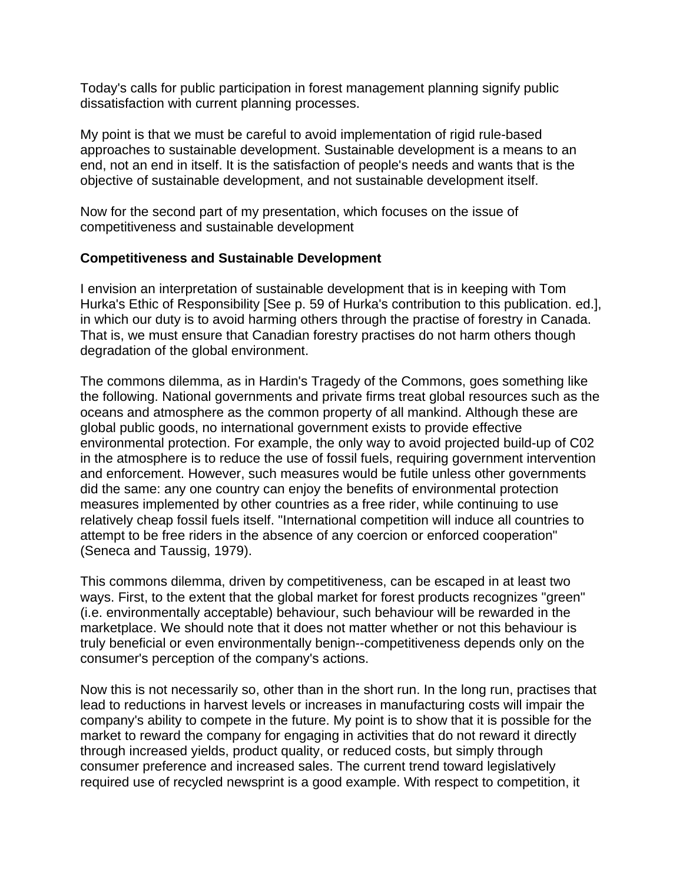Today's calls for public participation in forest management planning signify public dissatisfaction with current planning processes.

My point is that we must be careful to avoid implementation of rigid rule-based approaches to sustainable development. Sustainable development is a means to an end, not an end in itself. It is the satisfaction of people's needs and wants that is the objective of sustainable development, and not sustainable development itself.

Now for the second part of my presentation, which focuses on the issue of competitiveness and sustainable development

**Competitiveness and Sustainable Development**

I envision an interpretation of sustainable development that is in keeping with Tom Hurka's Ethic of Responsibility [See p. 59 of Hurka's contribution to this publication. ed.], in which our duty is to avoid harming others through the practise of forestry in Canada. That is, we must ensure that Canadian forestry practises do not harm others though degradation of the global environment.

The commons dilemma, as in Hardin's Tragedy of the Commons, goes something like the following. National governments and private firms treat global resources such as the oceans and atmosphere as the common property of all mankind. Although these are global public goods, no international government exists to provide effective environmental protection. For example, the only way to avoid projected build-up of C02 in the atmosphere is to reduce the use of fossil fuels, requiring government intervention and enforcement. However, such measures would be futile unless other governments did the same: any one country can enjoy the benefits of environmental protection measures implemented by other countries as a free rider, while continuing to use relatively cheap fossil fuels itself. "International competition will induce all countries to attempt to be free riders in the absence of any coercion or enforced cooperation" (Seneca and Taussig, 1979).

This commons dilemma, driven by competitiveness, can be escaped in at least two ways. First, to the extent that the global market for forest products recognizes "green" (i.e. environmentally acceptable) behaviour, such behaviour will be rewarded in the marketplace. We should note that it does not matter whether or not this behaviour is truly beneficial or even environmentally benign--competitiveness depends only on the consumer's perception of the company's actions.

Now this is not necessarily so, other than in the short run. In the long run, practises that lead to reductions in harvest levels or increases in manufacturing costs will impair the company's ability to compete in the future. My point is to show that it is possible for the market to reward the company for engaging in activities that do not reward it directly through increased yields, product quality, or reduced costs, but simply through consumer preference and increased sales. The current trend toward legislatively required use of recycled newsprint is a good example. With respect to competition, it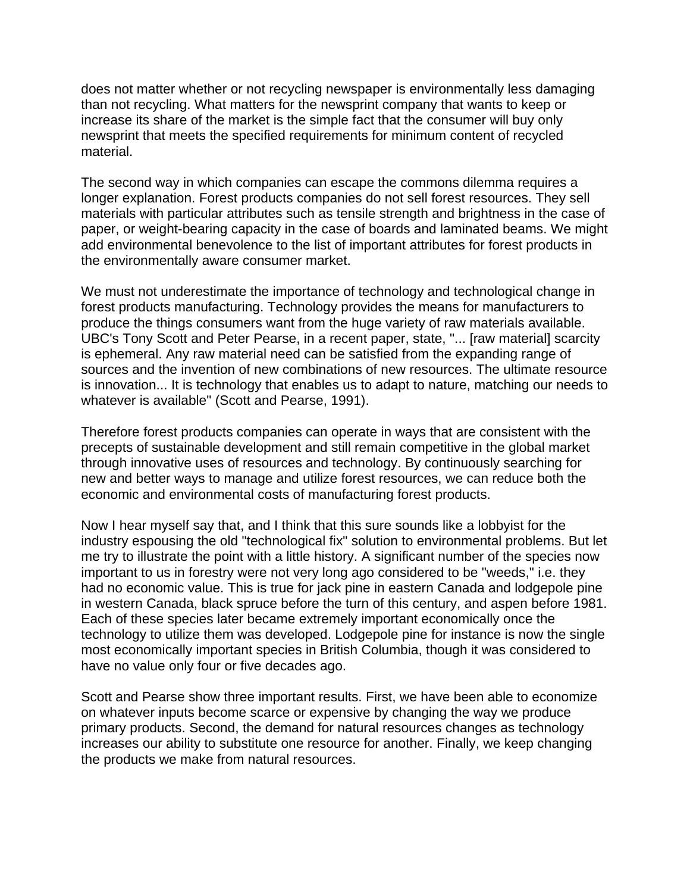does not matter whether or not recycling newspaper is environmentally less damaging than not recycling. What matters for the newsprint company that wants to keep or increase its share of the market is the simple fact that the consumer will buy only newsprint that meets the specified requirements for minimum content of recycled material.

The second way in which companies can escape the commons dilemma requires a longer explanation. Forest products companies do not sell forest resources. They sell materials with particular attributes such as tensile strength and brightness in the case of paper, or weight-bearing capacity in the case of boards and laminated beams. We might add environmental benevolence to the list of important attributes for forest products in the environmentally aware consumer market.

We must not underestimate the importance of technology and technological change in forest products manufacturing. Technology provides the means for manufacturers to produce the things consumers want from the huge variety of raw materials available. UBC's Tony Scott and Peter Pearse, in a recent paper, state, "... [raw material] scarcity is ephemeral. Any raw material need can be satisfied from the expanding range of sources and the invention of new combinations of new resources. The ultimate resource is innovation... It is technology that enables us to adapt to nature, matching our needs to whatever is available" (Scott and Pearse, 1991).

Therefore forest products companies can operate in ways that are consistent with the precepts of sustainable development and still remain competitive in the global market through innovative uses of resources and technology. By continuously searching for new and better ways to manage and utilize forest resources, we can reduce both the economic and environmental costs of manufacturing forest products.

Now I hear myself say that, and I think that this sure sounds like a lobbyist for the industry espousing the old "technological fix" solution to environmental problems. But let me try to illustrate the point with a little history. A significant number of the species now important to us in forestry were not very long ago considered to be "weeds," i.e. they had no economic value. This is true for jack pine in eastern Canada and lodgepole pine in western Canada, black spruce before the turn of this century, and aspen before 1981. Each of these species later became extremely important economically once the technology to utilize them was developed. Lodgepole pine for instance is now the single most economically important species in British Columbia, though it was considered to have no value only four or five decades ago.

Scott and Pearse show three important results. First, we have been able to economize on whatever inputs become scarce or expensive by changing the way we produce primary products. Second, the demand for natural resources changes as technology increases our ability to substitute one resource for another. Finally, we keep changing the products we make from natural resources.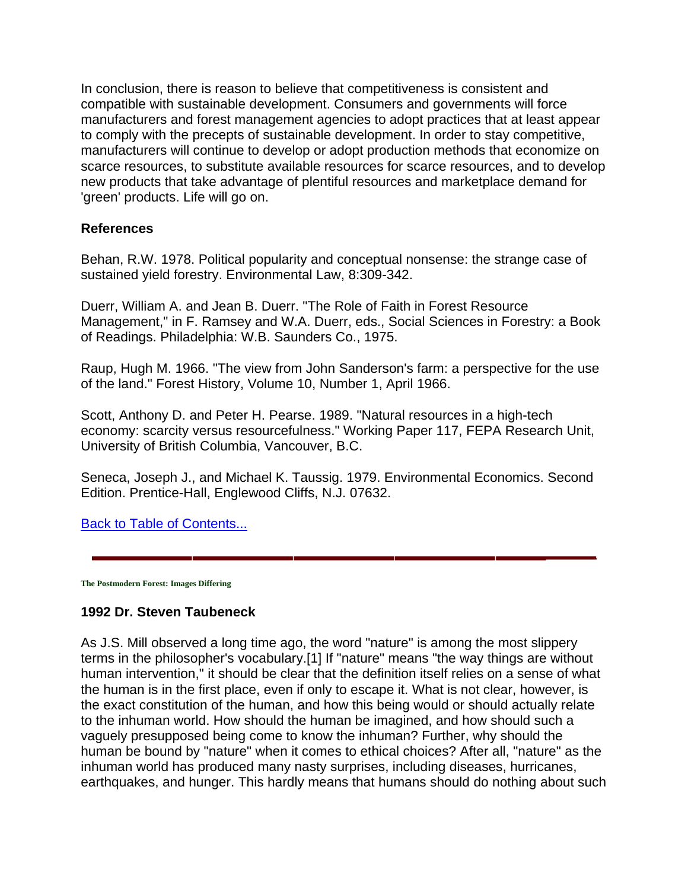In conclusion, there is reason to believe that competitiveness is consistent and compatible with sustainable development. Consumers and governments will force manufacturers and forest management agencies to adopt practices that at least appear to comply with the precepts of sustainable development. In order to stay competitive, manufacturers will continue to develop or adopt production methods that economize on scarce resources, to substitute available resources for scarce resources, and to develop new products that take advantage of plentiful resources and marketplace demand for 'green' products. Life will go on.

**References**

Behan, R.W. 1978. Political popularity and conceptual nonsense: the strange case of sustained yield forestry. Environmental Law, 8:309-342.

Duerr, William A. and Jean B. Duerr. "The Role of Faith in Forest Resource Management," in F. Ramsey and W.A. Duerr, eds., Social Sciences in Forestry: a Book of Readings. Philadelphia: W.B. Saunders Co., 1975.

Raup, Hugh M. 1966. "The view from John Sanderson's farm: a perspective for the use of the land." Forest History, Volume 10, Number 1, April 1966.

Scott, Anthony D. and Peter H. Pearse. 1989. "Natural resources in a high-tech economy: scarcity versus resourcefulness." Working Paper 117, FEPA Research Unit, University of British Columbia, Vancouver, B.C.

Seneca, Joseph J., and Michael K. Taussig. 1979. Environmental Economics. Second Edition. Prentice-Hall, Englewood Cliffs, N.J. 07632.

[Back to Table of Contents...]

---

**The Postmodern Forest: Images Differing**

### 1992 Dr. Steven Taubeneck

As J.S. Mill observed a long time ago, the word "nature" is among the most slippery terms in the philosopher's vocabulary.[1] If "nature" means "the way things are without human intervention," it should be clear that the definition itself relies on a sense of what the human is in the first place, even if only to escape it. What is not clear, however, is the exact constitution of the human, and how this being would or should actually relate to the inhuman world. How should the human be imagined, and how should such a vaguely presupposed being come to know the inhuman? Further, why should the human be bound by "nature" when it comes to ethical choices? After all, "nature" as the inhuman world has produced many nasty surprises, including diseases, hurricanes, earthquakes, and hunger. This hardly means that humans should do nothing about such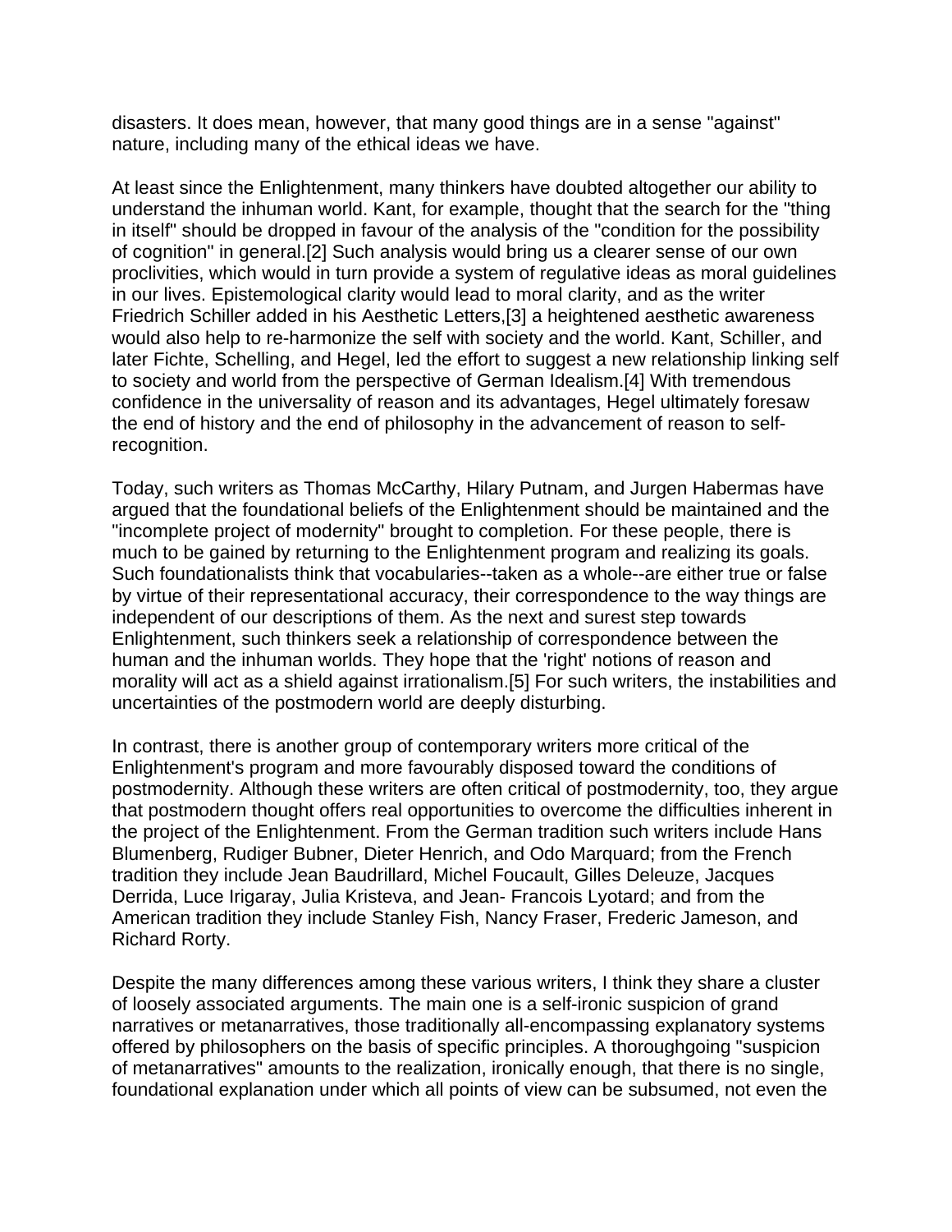disasters. It does mean, however, that many good things are in a sense "against" nature, including many of the ethical ideas we have.

At least since the Enlightenment, many thinkers have doubted altogether our ability to understand the inhuman world. Kant, for example, thought that the search for the "thing in itself" should be dropped in favour of the analysis of the "condition for the possibility of cognition" in general.[2] Such analysis would bring us a clearer sense of our own proclivities, which would in turn provide a system of regulative ideas as moral guidelines in our lives. Epistemological clarity would lead to moral clarity, and as the writer Friedrich Schiller added in his Aesthetic Letters,[3] a heightened aesthetic awareness would also help to re-harmonize the self with society and the world. Kant, Schiller, and later Fichte, Schelling, and Hegel, led the effort to suggest a new relationship linking self to society and world from the perspective of German Idealism.[4] With tremendous confidence in the universality of reason and its advantages, Hegel ultimately foresaw the end of history and the end of philosophy in the advancement of reason to self-recognition.

Today, such writers as Thomas McCarthy, Hilary Putnam, and Jurgen Habermas have argued that the foundational beliefs of the Enlightenment should be maintained and the "incomplete project of modernity" brought to completion. For these people, there is much to be gained by returning to the Enlightenment program and realizing its goals. Such foundationalists think that vocabularies--taken as a whole--are either true or false by virtue of their representational accuracy, their correspondence to the way things are independent of our descriptions of them. As the next and surest step towards Enlightenment, such thinkers seek a relationship of correspondence between the human and the inhuman worlds. They hope that the 'right' notions of reason and morality will act as a shield against irrationalism.[5] For such writers, the instabilities and uncertainties of the postmodern world are deeply disturbing.

In contrast, there is another group of contemporary writers more critical of the Enlightenment's program and more favourably disposed toward the conditions of postmodernity. Although these writers are often critical of postmodernity, too, they argue that postmodern thought offers real opportunities to overcome the difficulties inherent in the project of the Enlightenment. From the German tradition such writers include Hans Blumenberg, Rudiger Bubner, Dieter Henrich, and Odo Marquard; from the French tradition they include Jean Baudrillard, Michel Foucault, Gilles Deleuze, Jacques Derrida, Luce Irigaray, Julia Kristeva, and Jean- Francois Lyotard; and from the American tradition they include Stanley Fish, Nancy Fraser, Frederic Jameson, and Richard Rorty.

Despite the many differences among these various writers, I think they share a cluster of loosely associated arguments. The main one is a self-ironic suspicion of grand narratives or metanarratives, those traditionally all-encompassing explanatory systems offered by philosophers on the basis of specific principles. A thoroughgoing "suspicion of metanarratives" amounts to the realization, ironically enough, that there is no single, foundational explanation under which all points of view can be subsumed, not even the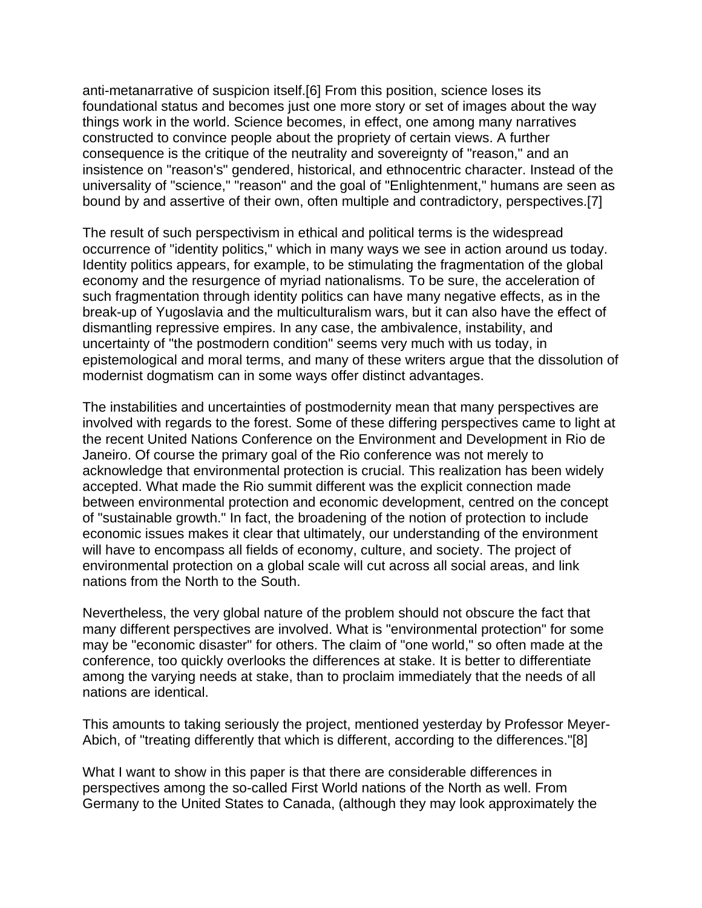anti-metanarrative of suspicion itself.[6] From this position, science loses its foundational status and becomes just one more story or set of images about the way things work in the world. Science becomes, in effect, one among many narratives constructed to convince people about the propriety of certain views. A further consequence is the critique of the neutrality and sovereignty of "reason," and an insistence on "reason's" gendered, historical, and ethnocentric character. Instead of the universality of "science," "reason" and the goal of "Enlightenment," humans are seen as bound by and assertive of their own, often multiple and contradictory, perspectives.[7]

The result of such perspectivism in ethical and political terms is the widespread occurrence of "identity politics," which in many ways we see in action around us today. Identity politics appears, for example, to be stimulating the fragmentation of the global economy and the resurgence of myriad nationalisms. To be sure, the acceleration of such fragmentation through identity politics can have many negative effects, as in the break-up of Yugoslavia and the multiculturalism wars, but it can also have the effect of dismantling repressive empires. In any case, the ambivalence, instability, and uncertainty of "the postmodern condition" seems very much with us today, in epistemological and moral terms, and many of these writers argue that the dissolution of modernist dogmatism can in some ways offer distinct advantages.

The instabilities and uncertainties of postmodernity mean that many perspectives are involved with regards to the forest. Some of these differing perspectives came to light at the recent United Nations Conference on the Environment and Development in Rio de Janeiro. Of course the primary goal of the Rio conference was not merely to acknowledge that environmental protection is crucial. This realization has been widely accepted. What made the Rio summit different was the explicit connection made between environmental protection and economic development, centred on the concept of "sustainable growth." In fact, the broadening of the notion of protection to include economic issues makes it clear that ultimately, our understanding of the environment will have to encompass all fields of economy, culture, and society. The project of environmental protection on a global scale will cut across all social areas, and link nations from the North to the South.

Nevertheless, the very global nature of the problem should not obscure the fact that many different perspectives are involved. What is "environmental protection" for some may be "economic disaster" for others. The claim of "one world," so often made at the conference, too quickly overlooks the differences at stake. It is better to differentiate among the varying needs at stake, than to proclaim immediately that the needs of all nations are identical.

This amounts to taking seriously the project, mentioned yesterday by Professor Meyer-Abich, of "treating differently that which is different, according to the differences."[8]

What I want to show in this paper is that there are considerable differences in perspectives among the so-called First World nations of the North as well. From Germany to the United States to Canada, (although they may look approximately the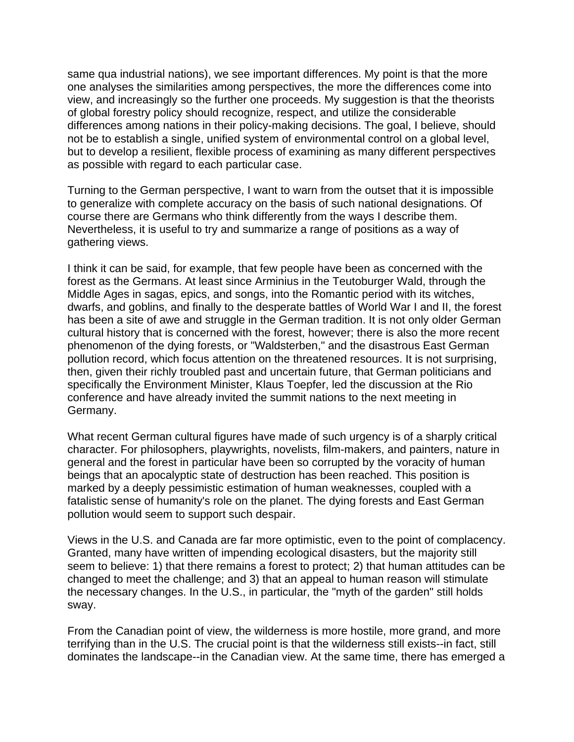same qua industrial nations), we see important differences. My point is that the more one analyses the similarities among perspectives, the more the differences come into view, and increasingly so the further one proceeds. My suggestion is that the theorists of global forestry policy should recognize, respect, and utilize the considerable differences among nations in their policy-making decisions. The goal, I believe, should not be to establish a single, unified system of environmental control on a global level, but to develop a resilient, flexible process of examining as many different perspectives as possible with regard to each particular case.

Turning to the German perspective, I want to warn from the outset that it is impossible to generalize with complete accuracy on the basis of such national designations. Of course there are Germans who think differently from the ways I describe them. Nevertheless, it is useful to try and summarize a range of positions as a way of gathering views.

I think it can be said, for example, that few people have been as concerned with the forest as the Germans. At least since Arminius in the Teutoburger Wald, through the Middle Ages in sagas, epics, and songs, into the Romantic period with its witches, dwarfs, and goblins, and finally to the desperate battles of World War I and II, the forest has been a site of awe and struggle in the German tradition. It is not only older German cultural history that is concerned with the forest, however; there is also the more recent phenomenon of the dying forests, or "Waldsterben," and the disastrous East German pollution record, which focus attention on the threatened resources. It is not surprising, then, given their richly troubled past and uncertain future, that German politicians and specifically the Environment Minister, Klaus Toepfer, led the discussion at the Rio conference and have already invited the summit nations to the next meeting in Germany.

What recent German cultural figures have made of such urgency is of a sharply critical character. For philosophers, playwrights, novelists, film-makers, and painters, nature in general and the forest in particular have been so corrupted by the voracity of human beings that an apocalyptic state of destruction has been reached. This position is marked by a deeply pessimistic estimation of human weaknesses, coupled with a fatalistic sense of humanity's role on the planet. The dying forests and East German pollution would seem to support such despair.

Views in the U.S. and Canada are far more optimistic, even to the point of complacency. Granted, many have written of impending ecological disasters, but the majority still seem to believe: 1) that there remains a forest to protect; 2) that human attitudes can be changed to meet the challenge; and 3) that an appeal to human reason will stimulate the necessary changes. In the U.S., in particular, the "myth of the garden" still holds sway.

From the Canadian point of view, the wilderness is more hostile, more grand, and more terrifying than in the U.S. The crucial point is that the wilderness still exists--in fact, still dominates the landscape--in the Canadian view. At the same time, there has emerged a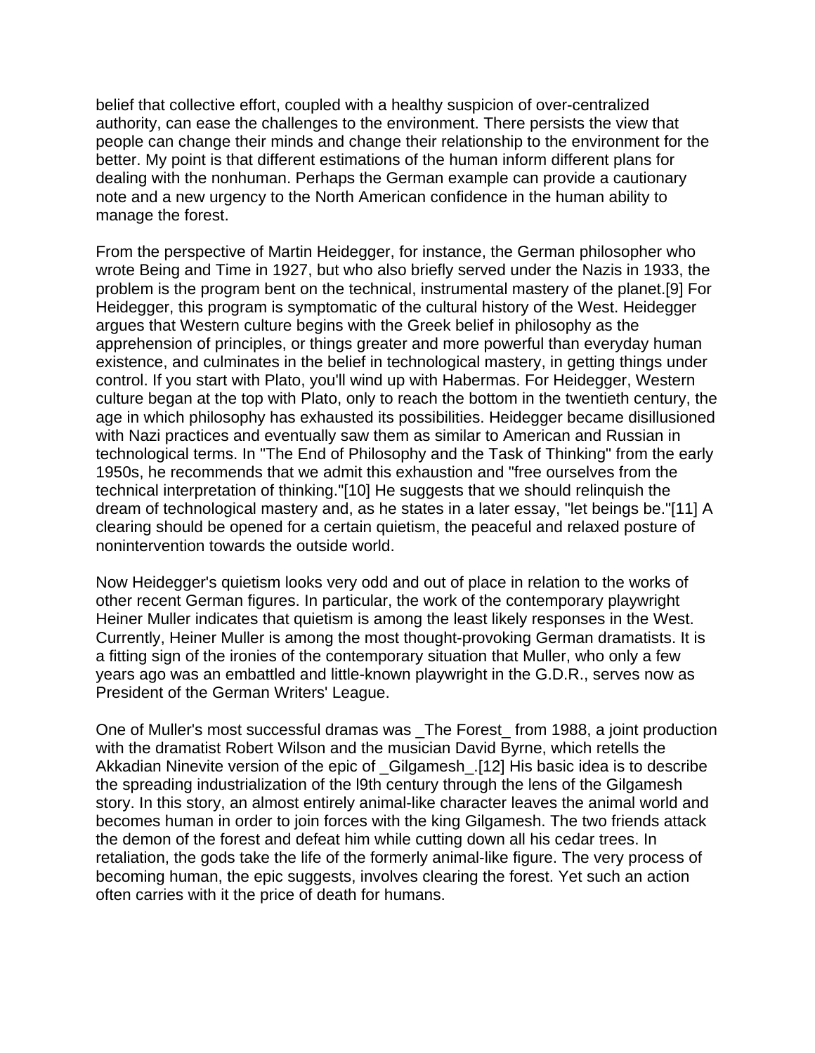belief that collective effort, coupled with a healthy suspicion of over-centralized authority, can ease the challenges to the environment. There persists the view that people can change their minds and change their relationship to the environment for the better. My point is that different estimations of the human inform different plans for dealing with the nonhuman. Perhaps the German example can provide a cautionary note and a new urgency to the North American confidence in the human ability to manage the forest.

From the perspective of Martin Heidegger, for instance, the German philosopher who wrote Being and Time in 1927, but who also briefly served under the Nazis in 1933, the problem is the program bent on the technical, instrumental mastery of the planet.[9] For Heidegger, this program is symptomatic of the cultural history of the West. Heidegger argues that Western culture begins with the Greek belief in philosophy as the apprehension of principles, or things greater and more powerful than everyday human existence, and culminates in the belief in technological mastery, in getting things under control. If you start with Plato, you'll wind up with Habermas. For Heidegger, Western culture began at the top with Plato, only to reach the bottom in the twentieth century, the age in which philosophy has exhausted its possibilities. Heidegger became disillusioned with Nazi practices and eventually saw them as similar to American and Russian in technological terms. In "The End of Philosophy and the Task of Thinking" from the early 1950s, he recommends that we admit this exhaustion and "free ourselves from the technical interpretation of thinking."[10] He suggests that we should relinquish the dream of technological mastery and, as he states in a later essay, "let beings be."[11] A clearing should be opened for a certain quietism, the peaceful and relaxed posture of nonintervention towards the outside world.

Now Heidegger's quietism looks very odd and out of place in relation to the works of other recent German figures. In particular, the work of the contemporary playwright Heiner Muller indicates that quietism is among the least likely responses in the West. Currently, Heiner Muller is among the most thought-provoking German dramatists. It is a fitting sign of the ironies of the contemporary situation that Muller, who only a few years ago was an embattled and little-known playwright in the G.D.R., serves now as President of the German Writers' League.

One of Muller's most successful dramas was _The Forest_ from 1988, a joint production with the dramatist Robert Wilson and the musician David Byrne, which retells the Akkadian Ninevite version of the epic of _Gilgamesh_.[12] His basic idea is to describe the spreading industrialization of the l9th century through the lens of the Gilgamesh story. In this story, an almost entirely animal-like character leaves the animal world and becomes human in order to join forces with the king Gilgamesh. The two friends attack the demon of the forest and defeat him while cutting down all his cedar trees. In retaliation, the gods take the life of the formerly animal-like figure. The very process of becoming human, the epic suggests, involves clearing the forest. Yet such an action often carries with it the price of death for humans.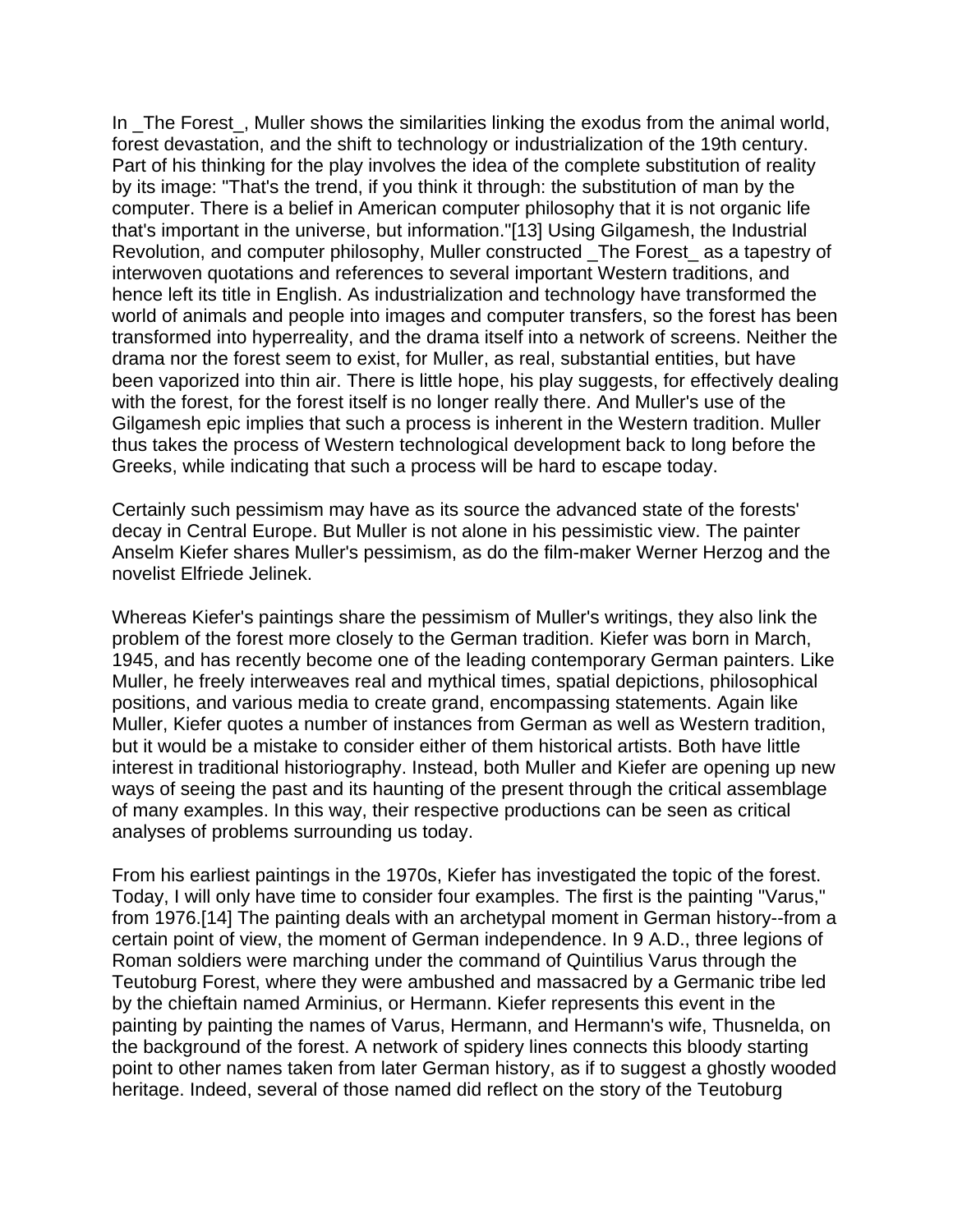In _The Forest_, Muller shows the similarities linking the exodus from the animal world, forest devastation, and the shift to technology or industrialization of the 19th century. Part of his thinking for the play involves the idea of the complete substitution of reality by its image: "That's the trend, if you think it through: the substitution of man by the computer. There is a belief in American computer philosophy that it is not organic life that's important in the universe, but information."[13] Using Gilgamesh, the Industrial Revolution, and computer philosophy, Muller constructed _The Forest_ as a tapestry of interwoven quotations and references to several important Western traditions, and hence left its title in English. As industrialization and technology have transformed the world of animals and people into images and computer transfers, so the forest has been transformed into hyperreality, and the drama itself into a network of screens. Neither the drama nor the forest seem to exist, for Muller, as real, substantial entities, but have been vaporized into thin air. There is little hope, his play suggests, for effectively dealing with the forest, for the forest itself is no longer really there. And Muller's use of the Gilgamesh epic implies that such a process is inherent in the Western tradition. Muller thus takes the process of Western technological development back to long before the Greeks, while indicating that such a process will be hard to escape today.

Certainly such pessimism may have as its source the advanced state of the forests' decay in Central Europe. But Muller is not alone in his pessimistic view. The painter Anselm Kiefer shares Muller's pessimism, as do the film-maker Werner Herzog and the novelist Elfriede Jelinek.

Whereas Kiefer's paintings share the pessimism of Muller's writings, they also link the problem of the forest more closely to the German tradition. Kiefer was born in March, 1945, and has recently become one of the leading contemporary German painters. Like Muller, he freely interweaves real and mythical times, spatial depictions, philosophical positions, and various media to create grand, encompassing statements. Again like Muller, Kiefer quotes a number of instances from German as well as Western tradition, but it would be a mistake to consider either of them historical artists. Both have little interest in traditional historiography. Instead, both Muller and Kiefer are opening up new ways of seeing the past and its haunting of the present through the critical assemblage of many examples. In this way, their respective productions can be seen as critical analyses of problems surrounding us today.

From his earliest paintings in the 1970s, Kiefer has investigated the topic of the forest. Today, I will only have time to consider four examples. The first is the painting "Varus," from 1976.[14] The painting deals with an archetypal moment in German history--from a certain point of view, the moment of German independence. In 9 A.D., three legions of Roman soldiers were marching under the command of Quintilius Varus through the Teutoburg Forest, where they were ambushed and massacred by a Germanic tribe led by the chieftain named Arminius, or Hermann. Kiefer represents this event in the painting by painting the names of Varus, Hermann, and Hermann's wife, Thusnelda, on the background of the forest. A network of spidery lines connects this bloody starting point to other names taken from later German history, as if to suggest a ghostly wooded heritage. Indeed, several of those named did reflect on the story of the Teutoburg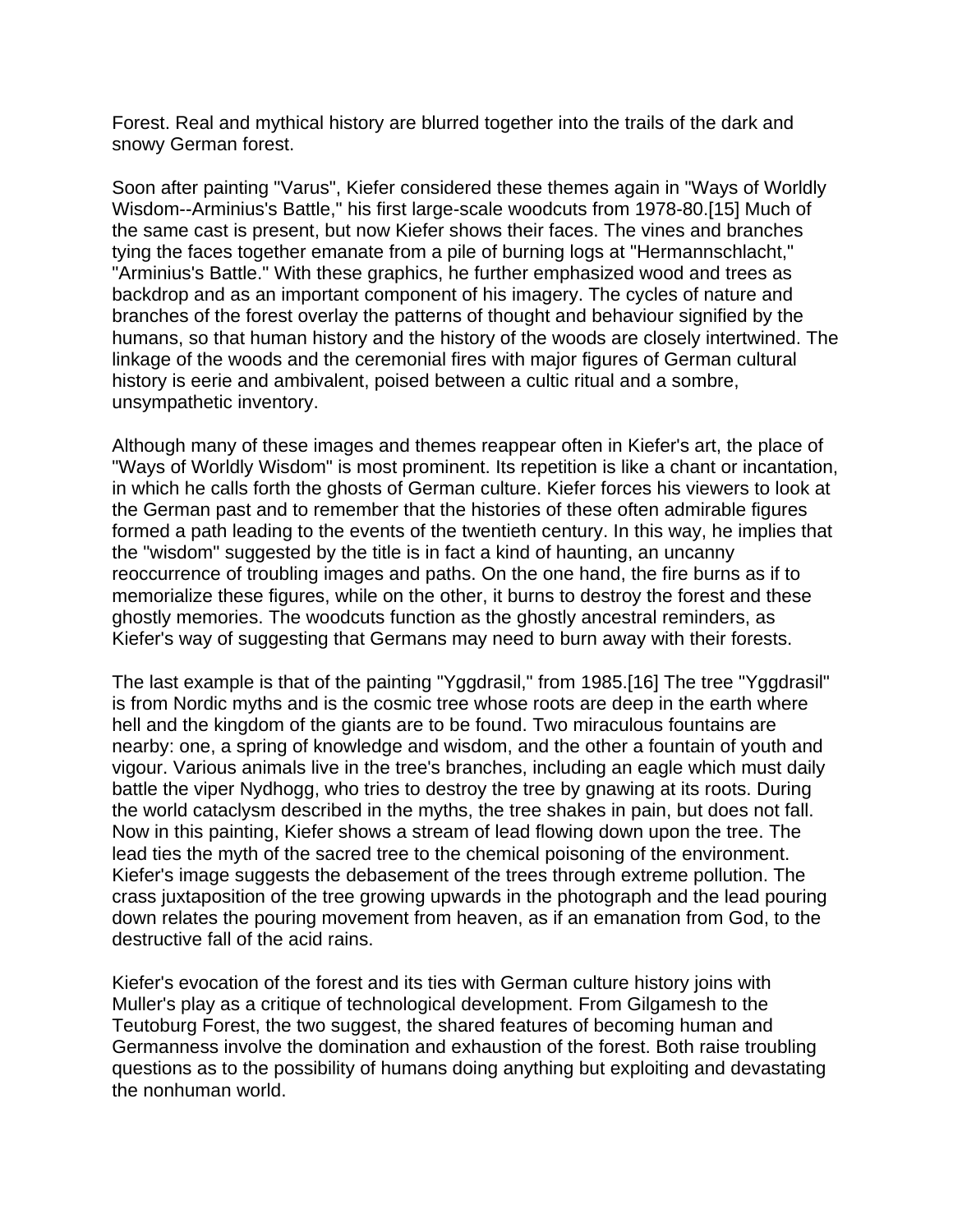Forest. Real and mythical history are blurred together into the trails of the dark and snowy German forest.

Soon after painting "Varus", Kiefer considered these themes again in "Ways of Worldly Wisdom--Arminius's Battle," his first large-scale woodcuts from 1978-80.[15] Much of the same cast is present, but now Kiefer shows their faces. The vines and branches tying the faces together emanate from a pile of burning logs at "Hermannschlacht," "Arminius's Battle." With these graphics, he further emphasized wood and trees as backdrop and as an important component of his imagery. The cycles of nature and branches of the forest overlay the patterns of thought and behaviour signified by the humans, so that human history and the history of the woods are closely intertwined. The linkage of the woods and the ceremonial fires with major figures of German cultural history is eerie and ambivalent, poised between a cultic ritual and a sombre, unsympathetic inventory.

Although many of these images and themes reappear often in Kiefer's art, the place of "Ways of Worldly Wisdom" is most prominent. Its repetition is like a chant or incantation, in which he calls forth the ghosts of German culture. Kiefer forces his viewers to look at the German past and to remember that the histories of these often admirable figures formed a path leading to the events of the twentieth century. In this way, he implies that the "wisdom" suggested by the title is in fact a kind of haunting, an uncanny reoccurrence of troubling images and paths. On the one hand, the fire burns as if to memorialize these figures, while on the other, it burns to destroy the forest and these ghostly memories. The woodcuts function as the ghostly ancestral reminders, as Kiefer's way of suggesting that Germans may need to burn away with their forests.

The last example is that of the painting "Yggdrasil," from 1985.[16] The tree "Yggdrasil" is from Nordic myths and is the cosmic tree whose roots are deep in the earth where hell and the kingdom of the giants are to be found. Two miraculous fountains are nearby: one, a spring of knowledge and wisdom, and the other a fountain of youth and vigour. Various animals live in the tree's branches, including an eagle which must daily battle the viper Nydhogg, who tries to destroy the tree by gnawing at its roots. During the world cataclysm described in the myths, the tree shakes in pain, but does not fall. Now in this painting, Kiefer shows a stream of lead flowing down upon the tree. The lead ties the myth of the sacred tree to the chemical poisoning of the environment. Kiefer's image suggests the debasement of the trees through extreme pollution. The crass juxtaposition of the tree growing upwards in the photograph and the lead pouring down relates the pouring movement from heaven, as if an emanation from God, to the destructive fall of the acid rains.

Kiefer's evocation of the forest and its ties with German culture history joins with Muller's play as a critique of technological development. From Gilgamesh to the Teutoburg Forest, the two suggest, the shared features of becoming human and Germanness involve the domination and exhaustion of the forest. Both raise troubling questions as to the possibility of humans doing anything but exploiting and devastating the nonhuman world.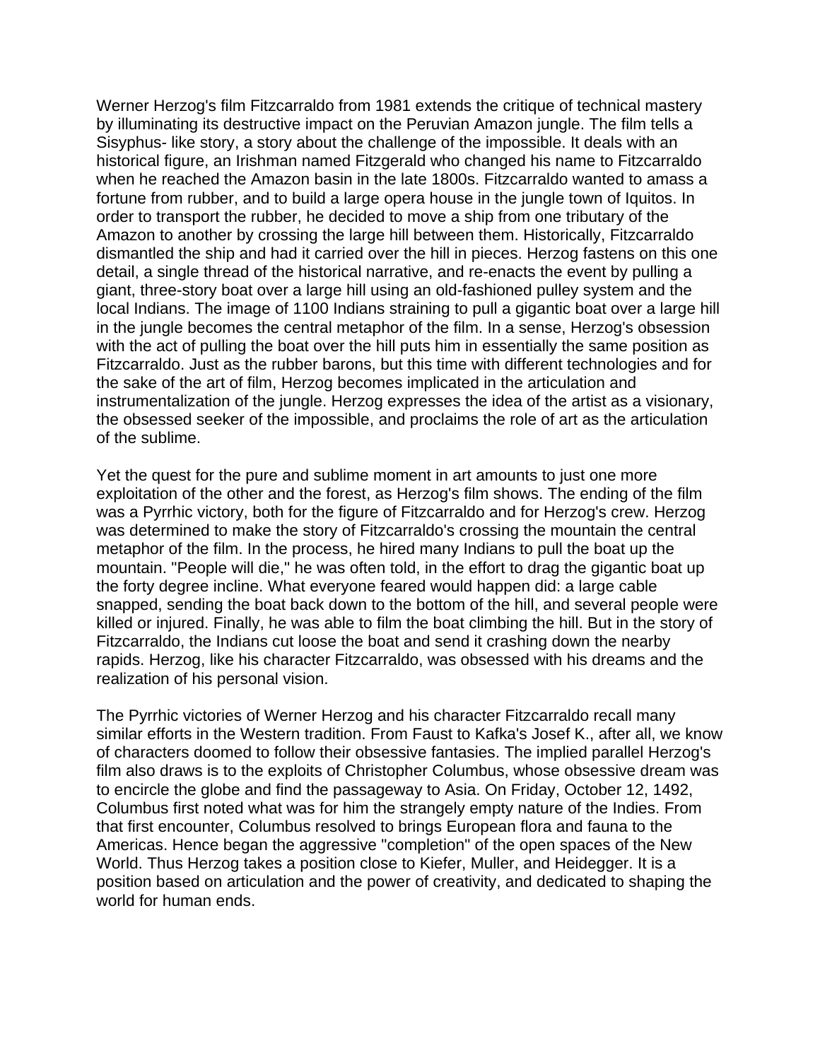Werner Herzog's film Fitzcarraldo from 1981 extends the critique of technical mastery by illuminating its destructive impact on the Peruvian Amazon jungle. The film tells a Sisyphus- like story, a story about the challenge of the impossible. It deals with an historical figure, an Irishman named Fitzgerald who changed his name to Fitzcarraldo when he reached the Amazon basin in the late 1800s. Fitzcarraldo wanted to amass a fortune from rubber, and to build a large opera house in the jungle town of Iquitos. In order to transport the rubber, he decided to move a ship from one tributary of the Amazon to another by crossing the large hill between them. Historically, Fitzcarraldo dismantled the ship and had it carried over the hill in pieces. Herzog fastens on this one detail, a single thread of the historical narrative, and re-enacts the event by pulling a giant, three-story boat over a large hill using an old-fashioned pulley system and the local Indians. The image of 1100 Indians straining to pull a gigantic boat over a large hill in the jungle becomes the central metaphor of the film. In a sense, Herzog's obsession with the act of pulling the boat over the hill puts him in essentially the same position as Fitzcarraldo. Just as the rubber barons, but this time with different technologies and for the sake of the art of film, Herzog becomes implicated in the articulation and instrumentalization of the jungle. Herzog expresses the idea of the artist as a visionary, the obsessed seeker of the impossible, and proclaims the role of art as the articulation of the sublime.

Yet the quest for the pure and sublime moment in art amounts to just one more exploitation of the other and the forest, as Herzog's film shows. The ending of the film was a Pyrrhic victory, both for the figure of Fitzcarraldo and for Herzog's crew. Herzog was determined to make the story of Fitzcarraldo's crossing the mountain the central metaphor of the film. In the process, he hired many Indians to pull the boat up the mountain. "People will die," he was often told, in the effort to drag the gigantic boat up the forty degree incline. What everyone feared would happen did: a large cable snapped, sending the boat back down to the bottom of the hill, and several people were killed or injured. Finally, he was able to film the boat climbing the hill. But in the story of Fitzcarraldo, the Indians cut loose the boat and send it crashing down the nearby rapids. Herzog, like his character Fitzcarraldo, was obsessed with his dreams and the realization of his personal vision.

The Pyrrhic victories of Werner Herzog and his character Fitzcarraldo recall many similar efforts in the Western tradition. From Faust to Kafka's Josef K., after all, we know of characters doomed to follow their obsessive fantasies. The implied parallel Herzog's film also draws is to the exploits of Christopher Columbus, whose obsessive dream was to encircle the globe and find the passageway to Asia. On Friday, October 12, 1492, Columbus first noted what was for him the strangely empty nature of the Indies. From that first encounter, Columbus resolved to brings European flora and fauna to the Americas. Hence began the aggressive "completion" of the open spaces of the New World. Thus Herzog takes a position close to Kiefer, Muller, and Heidegger. It is a position based on articulation and the power of creativity, and dedicated to shaping the world for human ends.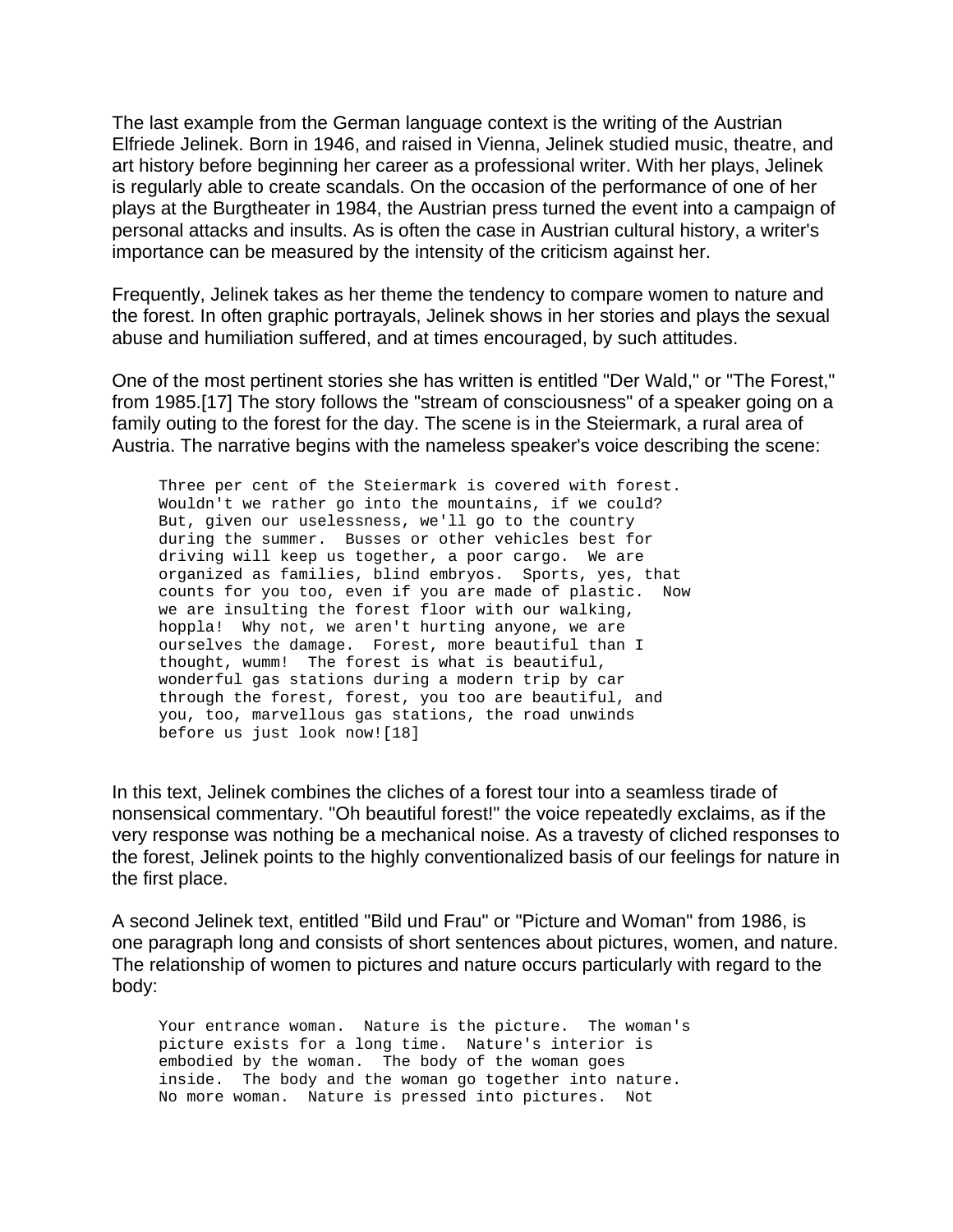The last example from the German language context is the writing of the Austrian Elfriede Jelinek. Born in 1946, and raised in Vienna, Jelinek studied music, theatre, and art history before beginning her career as a professional writer. With her plays, Jelinek is regularly able to create scandals. On the occasion of the performance of one of her plays at the Burgtheater in 1984, the Austrian press turned the event into a campaign of personal attacks and insults. As is often the case in Austrian cultural history, a writer's importance can be measured by the intensity of the criticism against her.

Frequently, Jelinek takes as her theme the tendency to compare women to nature and the forest. In often graphic portrayals, Jelinek shows in her stories and plays the sexual abuse and humiliation suffered, and at times encouraged, by such attitudes.

One of the most pertinent stories she has written is entitled "Der Wald," or "The Forest," from 1985.[17] The story follows the "stream of consciousness" of a speaker going on a family outing to the forest for the day. The scene is in the Steiermark, a rural area of Austria. The narrative begins with the nameless speaker's voice describing the scene:

> Three per cent of the Steiermark is covered with forest. Wouldn't we rather go into the mountains, if we could? But, given our uselessness, we'll go to the country during the summer. Busses or other vehicles best for driving will keep us together, a poor cargo. We are organized as families, blind embryos. Sports, yes, that counts for you too, even if you are made of plastic. Now we are insulting the forest floor with our walking, hoppla! Why not, we aren't hurting anyone, we are ourselves the damage. Forest, more beautiful than I thought, wumm! The forest is what is beautiful, wonderful gas stations during a modern trip by car through the forest, forest, you too are beautiful, and you, too, marvellous gas stations, the road unwinds before us just look now![18]

In this text, Jelinek combines the cliches of a forest tour into a seamless tirade of nonsensical commentary. "Oh beautiful forest!" the voice repeatedly exclaims, as if the very response was nothing be a mechanical noise. As a travesty of cliched responses to the forest, Jelinek points to the highly conventionalized basis of our feelings for nature in the first place.

A second Jelinek text, entitled "Bild und Frau" or "Picture and Woman" from 1986, is one paragraph long and consists of short sentences about pictures, women, and nature. The relationship of women to pictures and nature occurs particularly with regard to the body:

> Your entrance woman. Nature is the picture. The woman's picture exists for a long time. Nature's interior is embodied by the woman. The body of the woman goes inside. The body and the woman go together into nature. No more woman. Nature is pressed into pictures. Not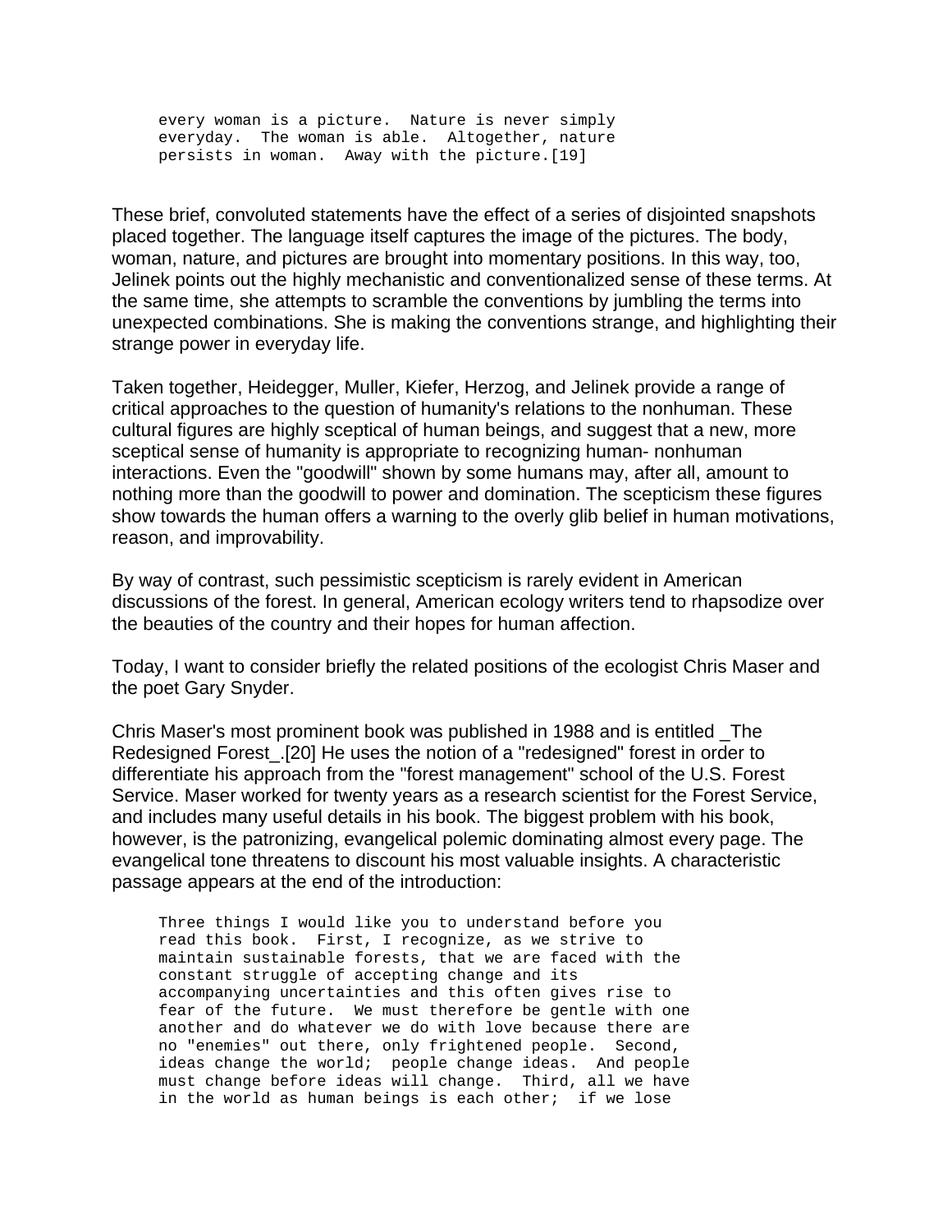> every woman is a picture. Nature is never simply everyday. The woman is able. Altogether, nature persists in woman. Away with the picture.[19]

These brief, convoluted statements have the effect of a series of disjointed snapshots placed together. The language itself captures the image of the pictures. The body, woman, nature, and pictures are brought into momentary positions. In this way, too, Jelinek points out the highly mechanistic and conventionalized sense of these terms. At the same time, she attempts to scramble the conventions by jumbling the terms into unexpected combinations. She is making the conventions strange, and highlighting their strange power in everyday life.

Taken together, Heidegger, Muller, Kiefer, Herzog, and Jelinek provide a range of critical approaches to the question of humanity's relations to the nonhuman. These cultural figures are highly sceptical of human beings, and suggest that a new, more sceptical sense of humanity is appropriate to recognizing human- nonhuman interactions. Even the "goodwill" shown by some humans may, after all, amount to nothing more than the goodwill to power and domination. The scepticism these figures show towards the human offers a warning to the overly glib belief in human motivations, reason, and improvability.

By way of contrast, such pessimistic scepticism is rarely evident in American discussions of the forest. In general, American ecology writers tend to rhapsodize over the beauties of the country and their hopes for human affection.

Today, I want to consider briefly the related positions of the ecologist Chris Maser and the poet Gary Snyder.

Chris Maser's most prominent book was published in 1988 and is entitled _The Redesigned Forest_.[20] He uses the notion of a "redesigned" forest in order to differentiate his approach from the "forest management" school of the U.S. Forest Service. Maser worked for twenty years as a research scientist for the Forest Service, and includes many useful details in his book. The biggest problem with his book, however, is the patronizing, evangelical polemic dominating almost every page. The evangelical tone threatens to discount his most valuable insights. A characteristic passage appears at the end of the introduction:

> Three things I would like you to understand before you read this book. First, I recognize, as we strive to maintain sustainable forests, that we are faced with the constant struggle of accepting change and its accompanying uncertainties and this often gives rise to fear of the future. We must therefore be gentle with one another and do whatever we do with love because there are no "enemies" out there, only frightened people. Second, ideas change the world; people change ideas. And people must change before ideas will change. Third, all we have in the world as human beings is each other; if we lose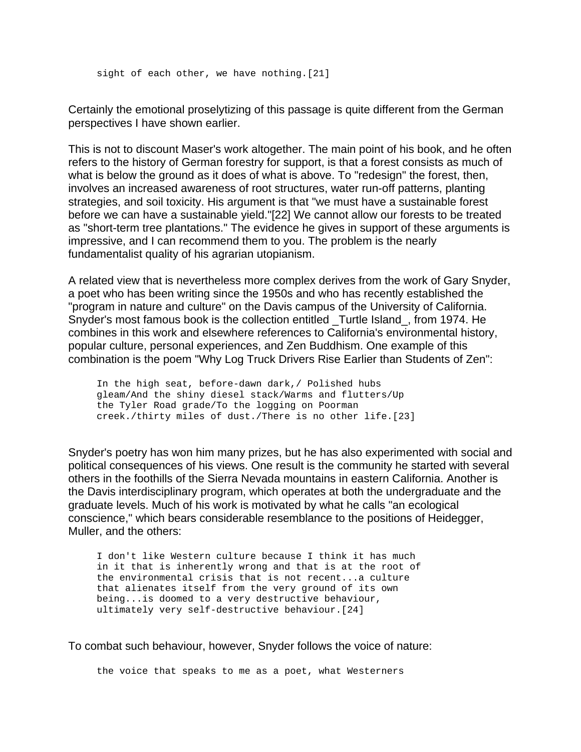> sight of each other, we have nothing.[21]

Certainly the emotional proselytizing of this passage is quite different from the German perspectives I have shown earlier.

This is not to discount Maser's work altogether. The main point of his book, and he often refers to the history of German forestry for support, is that a forest consists as much of what is below the ground as it does of what is above. To "redesign" the forest, then, involves an increased awareness of root structures, water run-off patterns, planting strategies, and soil toxicity. His argument is that "we must have a sustainable forest before we can have a sustainable yield."[22] We cannot allow our forests to be treated as "short-term tree plantations." The evidence he gives in support of these arguments is impressive, and I can recommend them to you. The problem is the nearly fundamentalist quality of his agrarian utopianism.

A related view that is nevertheless more complex derives from the work of Gary Snyder, a poet who has been writing since the 1950s and who has recently established the "program in nature and culture" on the Davis campus of the University of California. Snyder's most famous book is the collection entitled _Turtle Island_, from 1974. He combines in this work and elsewhere references to California's environmental history, popular culture, personal experiences, and Zen Buddhism. One example of this combination is the poem "Why Log Truck Drivers Rise Earlier than Students of Zen":

> In the high seat, before-dawn dark,/ Polished hubs gleam/And the shiny diesel stack/Warms and flutters/Up the Tyler Road grade/To the logging on Poorman creek./thirty miles of dust./There is no other life.[23]

Snyder's poetry has won him many prizes, but he has also experimented with social and political consequences of his views. One result is the community he started with several others in the foothills of the Sierra Nevada mountains in eastern California. Another is the Davis interdisciplinary program, which operates at both the undergraduate and the graduate levels. Much of his work is motivated by what he calls "an ecological conscience," which bears considerable resemblance to the positions of Heidegger, Muller, and the others:

> I don't like Western culture because I think it has much in it that is inherently wrong and that is at the root of the environmental crisis that is not recent...a culture that alienates itself from the very ground of its own being...is doomed to a very destructive behaviour, ultimately very self-destructive behaviour.[24]

To combat such behaviour, however, Snyder follows the voice of nature:

> the voice that speaks to me as a poet, what Westerners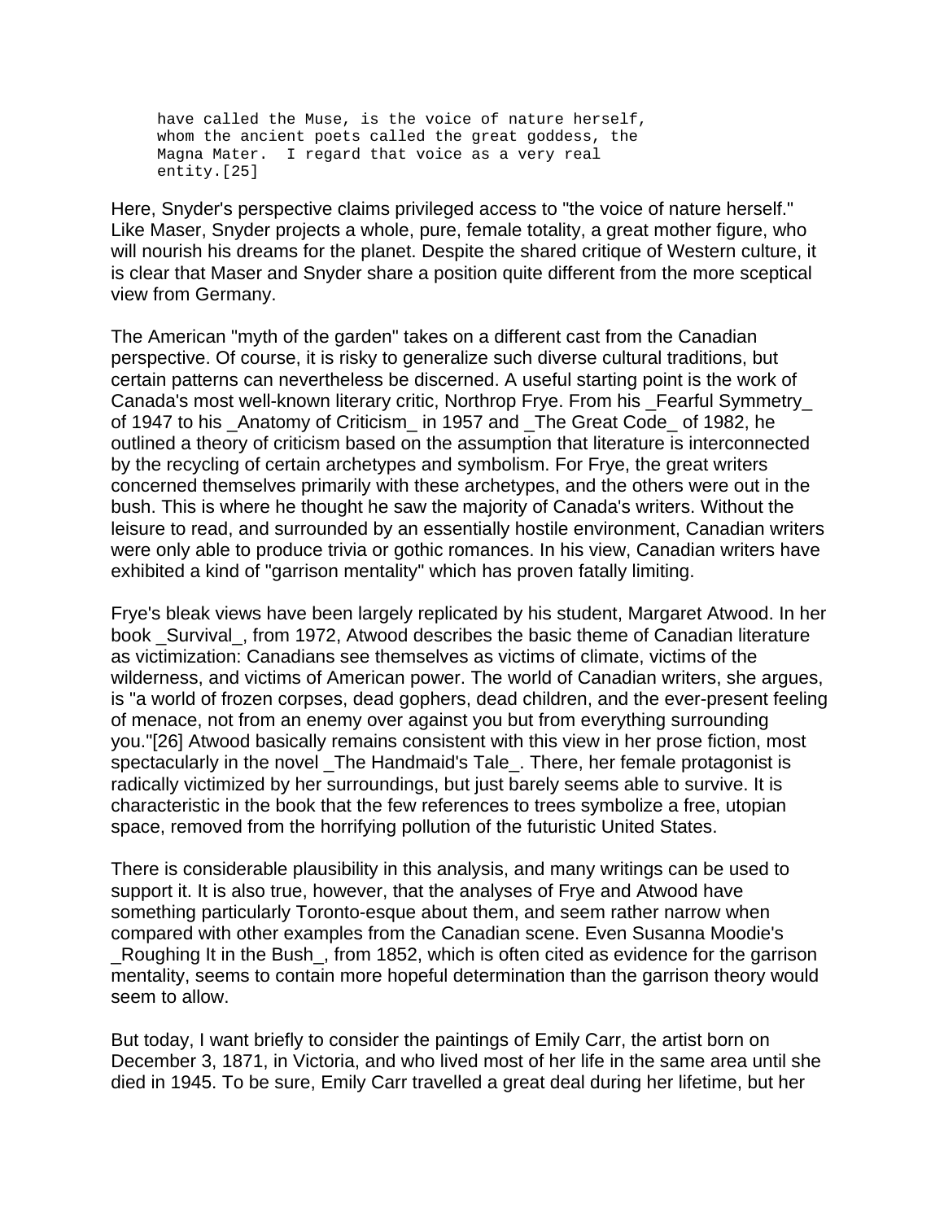> have called the Muse, is the voice of nature herself, whom the ancient poets called the great goddess, the Magna Mater. I regard that voice as a very real entity.[25]

Here, Snyder's perspective claims privileged access to "the voice of nature herself." Like Maser, Snyder projects a whole, pure, female totality, a great mother figure, who will nourish his dreams for the planet. Despite the shared critique of Western culture, it is clear that Maser and Snyder share a position quite different from the more sceptical view from Germany.

The American "myth of the garden" takes on a different cast from the Canadian perspective. Of course, it is risky to generalize such diverse cultural traditions, but certain patterns can nevertheless be discerned. A useful starting point is the work of Canada's most well-known literary critic, Northrop Frye. From his _Fearful Symmetry_ of 1947 to his _Anatomy of Criticism_ in 1957 and _The Great Code_ of 1982, he outlined a theory of criticism based on the assumption that literature is interconnected by the recycling of certain archetypes and symbolism. For Frye, the great writers concerned themselves primarily with these archetypes, and the others were out in the bush. This is where he thought he saw the majority of Canada's writers. Without the leisure to read, and surrounded by an essentially hostile environment, Canadian writers were only able to produce trivia or gothic romances. In his view, Canadian writers have exhibited a kind of "garrison mentality" which has proven fatally limiting.

Frye's bleak views have been largely replicated by his student, Margaret Atwood. In her book _Survival_, from 1972, Atwood describes the basic theme of Canadian literature as victimization: Canadians see themselves as victims of climate, victims of the wilderness, and victims of American power. The world of Canadian writers, she argues, is "a world of frozen corpses, dead gophers, dead children, and the ever-present feeling of menace, not from an enemy over against you but from everything surrounding you."[26] Atwood basically remains consistent with this view in her prose fiction, most spectacularly in the novel _The Handmaid's Tale_. There, her female protagonist is radically victimized by her surroundings, but just barely seems able to survive. It is characteristic in the book that the few references to trees symbolize a free, utopian space, removed from the horrifying pollution of the futuristic United States.

There is considerable plausibility in this analysis, and many writings can be used to support it. It is also true, however, that the analyses of Frye and Atwood have something particularly Toronto-esque about them, and seem rather narrow when compared with other examples from the Canadian scene. Even Susanna Moodie's _Roughing It in the Bush_, from 1852, which is often cited as evidence for the garrison mentality, seems to contain more hopeful determination than the garrison theory would seem to allow.

But today, I want briefly to consider the paintings of Emily Carr, the artist born on December 3, 1871, in Victoria, and who lived most of her life in the same area until she died in 1945. To be sure, Emily Carr travelled a great deal during her lifetime, but her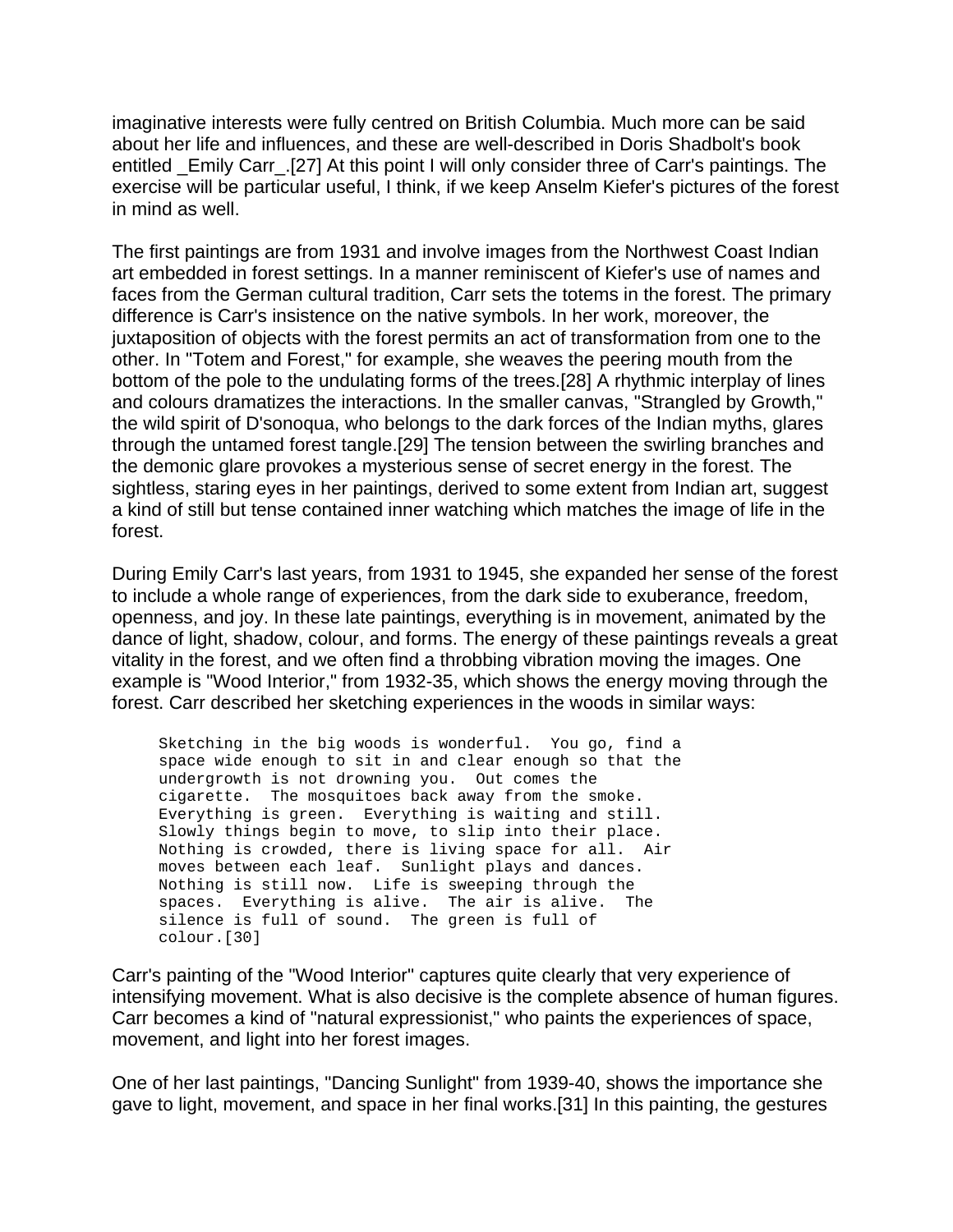imaginative interests were fully centred on British Columbia. Much more can be said about her life and influences, and these are well-described in Doris Shadbolt's book entitled _Emily Carr_.[27] At this point I will only consider three of Carr's paintings. The exercise will be particular useful, I think, if we keep Anselm Kiefer's pictures of the forest in mind as well.

The first paintings are from 1931 and involve images from the Northwest Coast Indian art embedded in forest settings. In a manner reminiscent of Kiefer's use of names and faces from the German cultural tradition, Carr sets the totems in the forest. The primary difference is Carr's insistence on the native symbols. In her work, moreover, the juxtaposition of objects with the forest permits an act of transformation from one to the other. In "Totem and Forest," for example, she weaves the peering mouth from the bottom of the pole to the undulating forms of the trees.[28] A rhythmic interplay of lines and colours dramatizes the interactions. In the smaller canvas, "Strangled by Growth," the wild spirit of D'sonoqua, who belongs to the dark forces of the Indian myths, glares through the untamed forest tangle.[29] The tension between the swirling branches and the demonic glare provokes a mysterious sense of secret energy in the forest. The sightless, staring eyes in her paintings, derived to some extent from Indian art, suggest a kind of still but tense contained inner watching which matches the image of life in the forest.

During Emily Carr's last years, from 1931 to 1945, she expanded her sense of the forest to include a whole range of experiences, from the dark side to exuberance, freedom, openness, and joy. In these late paintings, everything is in movement, animated by the dance of light, shadow, colour, and forms. The energy of these paintings reveals a great vitality in the forest, and we often find a throbbing vibration moving the images. One example is "Wood Interior," from 1932-35, which shows the energy moving through the forest. Carr described her sketching experiences in the woods in similar ways:

```
Sketching in the big woods is wonderful.  You go, find a
space wide enough to sit in and clear enough so that the
undergrowth is not drowning you.  Out comes the
cigarette.  The mosquitoes back away from the smoke.
Everything is green.  Everything is waiting and still.
Slowly things begin to move, to slip into their place.
Nothing is crowded, there is living space for all.  Air
moves between each leaf.  Sunlight plays and dances.
Nothing is still now.  Life is sweeping through the
spaces.  Everything is alive.  The air is alive.  The
silence is full of sound.  The green is full of
colour.[30]
```

Carr's painting of the "Wood Interior" captures quite clearly that very experience of intensifying movement. What is also decisive is the complete absence of human figures. Carr becomes a kind of "natural expressionist," who paints the experiences of space, movement, and light into her forest images.

One of her last paintings, "Dancing Sunlight" from 1939-40, shows the importance she gave to light, movement, and space in her final works.[31] In this painting, the gestures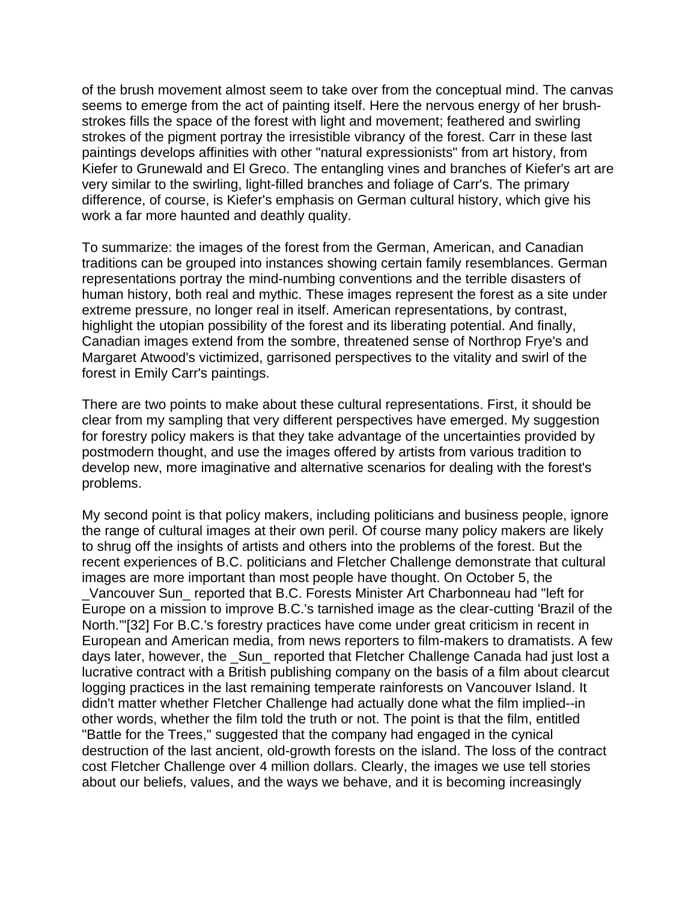of the brush movement almost seem to take over from the conceptual mind. The canvas seems to emerge from the act of painting itself. Here the nervous energy of her brush-strokes fills the space of the forest with light and movement; feathered and swirling strokes of the pigment portray the irresistible vibrancy of the forest. Carr in these last paintings develops affinities with other "natural expressionists" from art history, from Kiefer to Grunewald and El Greco. The entangling vines and branches of Kiefer's art are very similar to the swirling, light-filled branches and foliage of Carr's. The primary difference, of course, is Kiefer's emphasis on German cultural history, which give his work a far more haunted and deathly quality.

To summarize: the images of the forest from the German, American, and Canadian traditions can be grouped into instances showing certain family resemblances. German representations portray the mind-numbing conventions and the terrible disasters of human history, both real and mythic. These images represent the forest as a site under extreme pressure, no longer real in itself. American representations, by contrast, highlight the utopian possibility of the forest and its liberating potential. And finally, Canadian images extend from the sombre, threatened sense of Northrop Frye's and Margaret Atwood's victimized, garrisoned perspectives to the vitality and swirl of the forest in Emily Carr's paintings.

There are two points to make about these cultural representations. First, it should be clear from my sampling that very different perspectives have emerged. My suggestion for forestry policy makers is that they take advantage of the uncertainties provided by postmodern thought, and use the images offered by artists from various tradition to develop new, more imaginative and alternative scenarios for dealing with the forest's problems.

My second point is that policy makers, including politicians and business people, ignore the range of cultural images at their own peril. Of course many policy makers are likely to shrug off the insights of artists and others into the problems of the forest. But the recent experiences of B.C. politicians and Fletcher Challenge demonstrate that cultural images are more important than most people have thought. On October 5, the _Vancouver Sun_ reported that B.C. Forests Minister Art Charbonneau had "left for Europe on a mission to improve B.C.'s tarnished image as the clear-cutting 'Brazil of the North.'"[32] For B.C.'s forestry practices have come under great criticism in recent in European and American media, from news reporters to film-makers to dramatists. A few days later, however, the _Sun_ reported that Fletcher Challenge Canada had just lost a lucrative contract with a British publishing company on the basis of a film about clearcut logging practices in the last remaining temperate rainforests on Vancouver Island. It didn't matter whether Fletcher Challenge had actually done what the film implied--in other words, whether the film told the truth or not. The point is that the film, entitled "Battle for the Trees," suggested that the company had engaged in the cynical destruction of the last ancient, old-growth forests on the island. The loss of the contract cost Fletcher Challenge over 4 million dollars. Clearly, the images we use tell stories about our beliefs, values, and the ways we behave, and it is becoming increasingly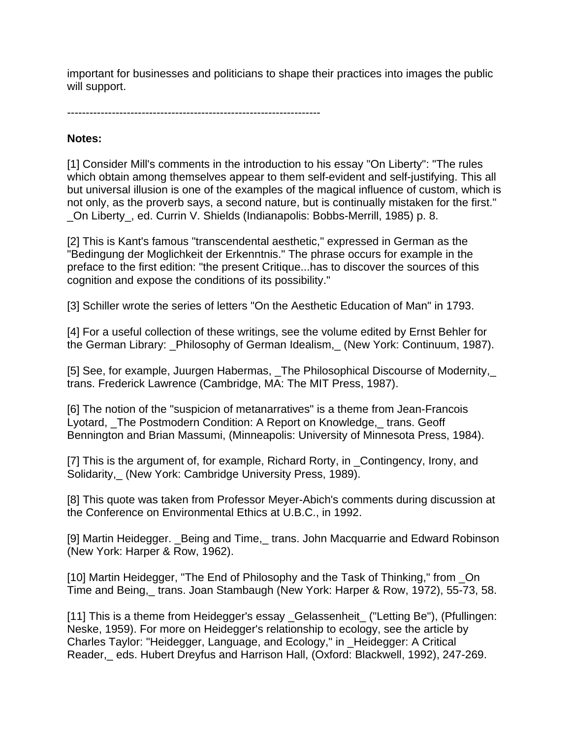important for businesses and politicians to shape their practices into images the public will support.

---

**Notes:**

[1] Consider Mill's comments in the introduction to his essay "On Liberty": "The rules which obtain among themselves appear to them self-evident and self-justifying. This all but universal illusion is one of the examples of the magical influence of custom, which is not only, as the proverb says, a second nature, but is continually mistaken for the first." _On Liberty_, ed. Currin V. Shields (Indianapolis: Bobbs-Merrill, 1985) p. 8.

[2] This is Kant's famous "transcendental aesthetic," expressed in German as the "Bedingung der Moglichkeit der Erkenntnis." The phrase occurs for example in the preface to the first edition: "the present Critique...has to discover the sources of this cognition and expose the conditions of its possibility."

[3] Schiller wrote the series of letters "On the Aesthetic Education of Man" in 1793.

[4] For a useful collection of these writings, see the volume edited by Ernst Behler for the German Library: _Philosophy of German Idealism,_ (New York: Continuum, 1987).

[5] See, for example, Juurgen Habermas, _The Philosophical Discourse of Modernity,_ trans. Frederick Lawrence (Cambridge, MA: The MIT Press, 1987).

[6] The notion of the "suspicion of metanarratives" is a theme from Jean-Francois Lyotard, _The Postmodern Condition: A Report on Knowledge,_ trans. Geoff Bennington and Brian Massumi, (Minneapolis: University of Minnesota Press, 1984).

[7] This is the argument of, for example, Richard Rorty, in _Contingency, Irony, and Solidarity,_ (New York: Cambridge University Press, 1989).

[8] This quote was taken from Professor Meyer-Abich's comments during discussion at the Conference on Environmental Ethics at U.B.C., in 1992.

[9] Martin Heidegger. _Being and Time,_ trans. John Macquarrie and Edward Robinson (New York: Harper & Row, 1962).

[10] Martin Heidegger, "The End of Philosophy and the Task of Thinking," from _On Time and Being,_ trans. Joan Stambaugh (New York: Harper & Row, 1972), 55-73, 58.

[11] This is a theme from Heidegger's essay _Gelassenheit_ ("Letting Be"), (Pfullingen: Neske, 1959). For more on Heidegger's relationship to ecology, see the article by Charles Taylor: "Heidegger, Language, and Ecology," in _Heidegger: A Critical Reader,_ eds. Hubert Dreyfus and Harrison Hall, (Oxford: Blackwell, 1992), 247-269.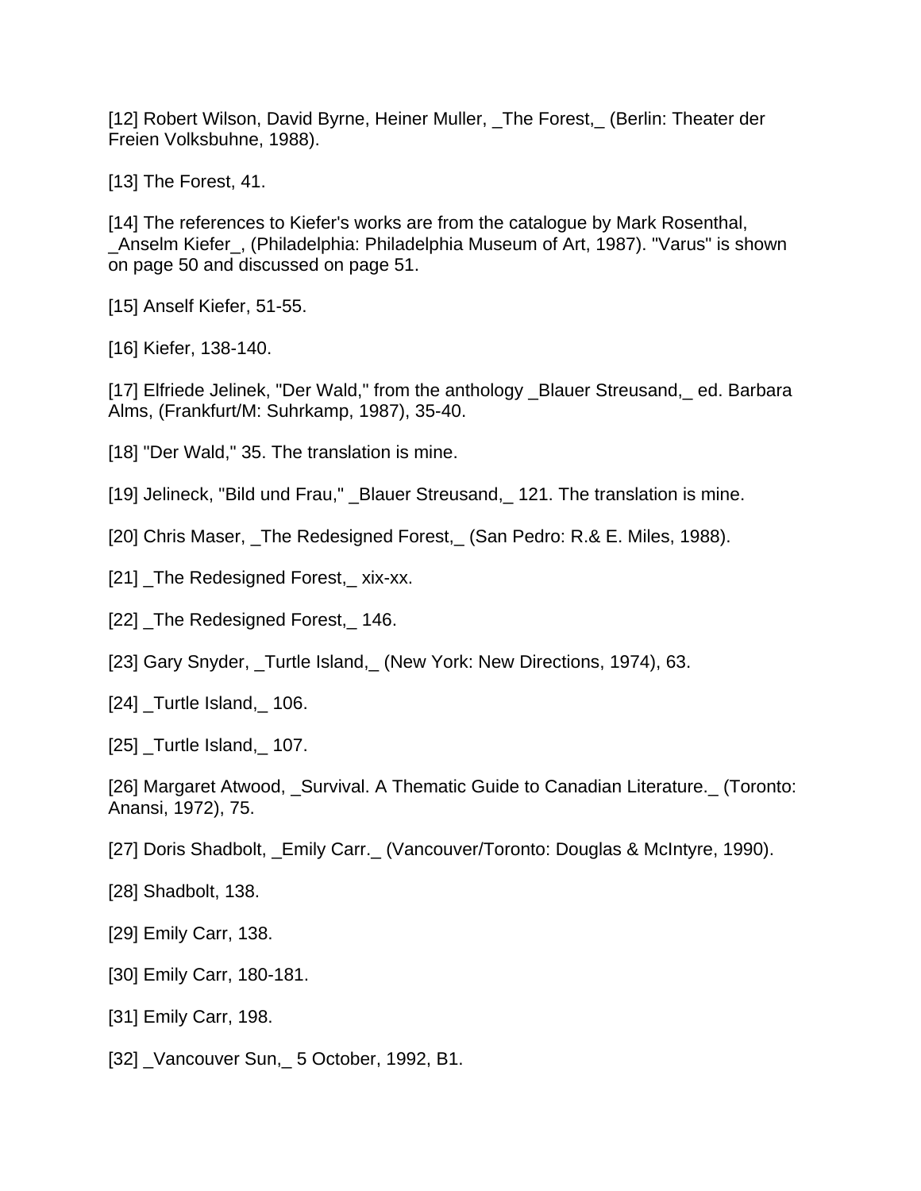[12] Robert Wilson, David Byrne, Heiner Muller, _The Forest,_ (Berlin: Theater der Freien Volksbuhne, 1988).

[13] The Forest, 41.

[14] The references to Kiefer's works are from the catalogue by Mark Rosenthal, _Anselm Kiefer_, (Philadelphia: Philadelphia Museum of Art, 1987). "Varus" is shown on page 50 and discussed on page 51.

[15] Anself Kiefer, 51-55.

[16] Kiefer, 138-140.

[17] Elfriede Jelinek, "Der Wald," from the anthology _Blauer Streusand,_ ed. Barbara Alms, (Frankfurt/M: Suhrkamp, 1987), 35-40.

[18] "Der Wald," 35. The translation is mine.

[19] Jelineck, "Bild und Frau," _Blauer Streusand,_ 121. The translation is mine.

[20] Chris Maser, _The Redesigned Forest,_ (San Pedro: R.& E. Miles, 1988).

[21] _The Redesigned Forest,_ xix-xx.

[22] _The Redesigned Forest,_ 146.

[23] Gary Snyder, _Turtle Island,_ (New York: New Directions, 1974), 63.

[24] _Turtle Island,_ 106.

[25] _Turtle Island,_ 107.

[26] Margaret Atwood, _Survival. A Thematic Guide to Canadian Literature._ (Toronto: Anansi, 1972), 75.

[27] Doris Shadbolt, _Emily Carr._ (Vancouver/Toronto: Douglas & McIntyre, 1990).

[28] Shadbolt, 138.

[29] Emily Carr, 138.

[30] Emily Carr, 180-181.

[31] Emily Carr, 198.

[32] _Vancouver Sun,_ 5 October, 1992, B1.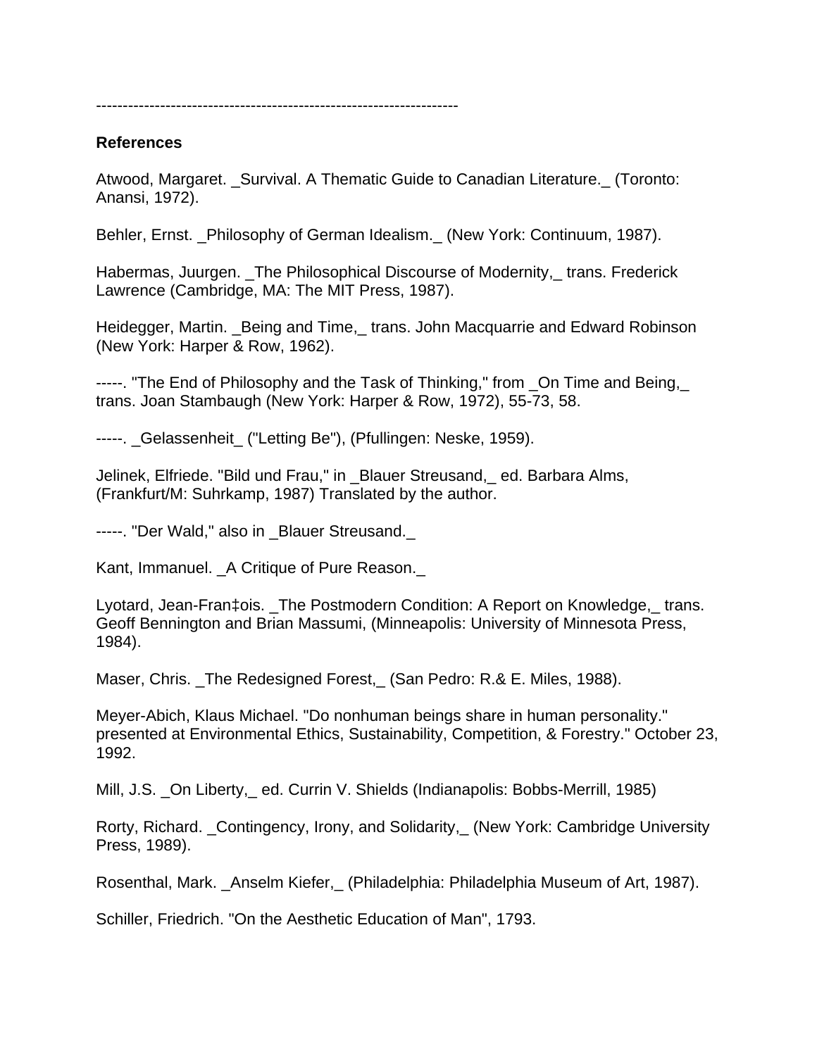--------------------------------------------------------------------

**References**

Atwood, Margaret. _Survival. A Thematic Guide to Canadian Literature._ (Toronto: Anansi, 1972).

Behler, Ernst. _Philosophy of German Idealism._ (New York: Continuum, 1987).

Habermas, Juurgen. _The Philosophical Discourse of Modernity,_ trans. Frederick Lawrence (Cambridge, MA: The MIT Press, 1987).

Heidegger, Martin. _Being and Time,_ trans. John Macquarrie and Edward Robinson (New York: Harper & Row, 1962).

-----. "The End of Philosophy and the Task of Thinking," from _On Time and Being,_ trans. Joan Stambaugh (New York: Harper & Row, 1972), 55-73, 58.

-----. _Gelassenheit_ ("Letting Be"), (Pfullingen: Neske, 1959).

Jelinek, Elfriede. "Bild und Frau," in _Blauer Streusand,_ ed. Barbara Alms, (Frankfurt/M: Suhrkamp, 1987) Translated by the author.

-----. "Der Wald," also in _Blauer Streusand._

Kant, Immanuel. _A Critique of Pure Reason._

Lyotard, Jean-Fran‡ois. _The Postmodern Condition: A Report on Knowledge,_ trans. Geoff Bennington and Brian Massumi, (Minneapolis: University of Minnesota Press, 1984).

Maser, Chris. _The Redesigned Forest,_ (San Pedro: R.& E. Miles, 1988).

Meyer-Abich, Klaus Michael. "Do nonhuman beings share in human personality." presented at Environmental Ethics, Sustainability, Competition, & Forestry." October 23, 1992.

Mill, J.S. _On Liberty,_ ed. Currin V. Shields (Indianapolis: Bobbs-Merrill, 1985)

Rorty, Richard. _Contingency, Irony, and Solidarity,_ (New York: Cambridge University Press, 1989).

Rosenthal, Mark. _Anselm Kiefer,_ (Philadelphia: Philadelphia Museum of Art, 1987).

Schiller, Friedrich. "On the Aesthetic Education of Man", 1793.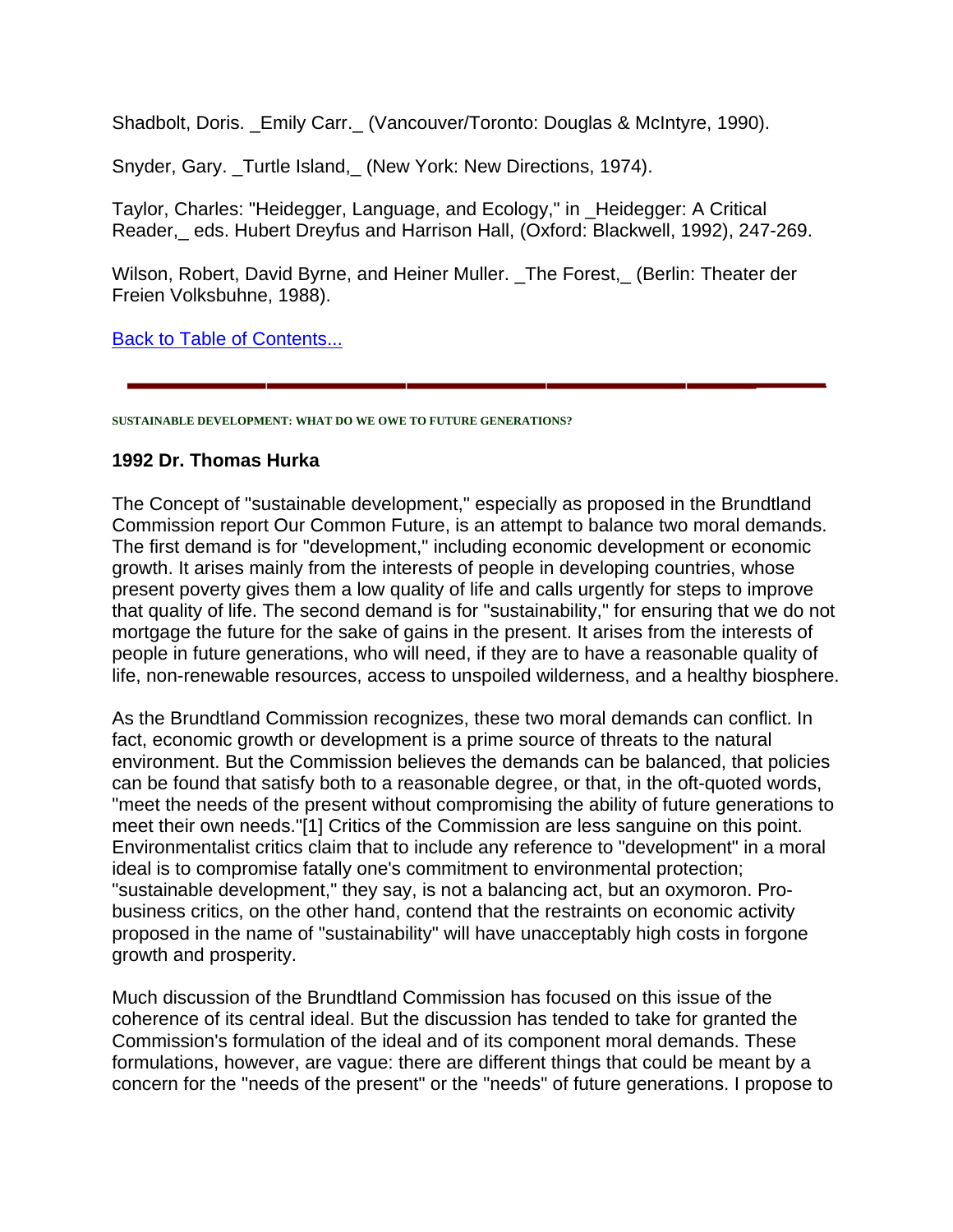Shadbolt, Doris. _Emily Carr._ (Vancouver/Toronto: Douglas & McIntyre, 1990).

Snyder, Gary. _Turtle Island,_ (New York: New Directions, 1974).

Taylor, Charles: "Heidegger, Language, and Ecology," in _Heidegger: A Critical Reader,_ eds. Hubert Dreyfus and Harrison Hall, (Oxford: Blackwell, 1992), 247-269.

Wilson, Robert, David Byrne, and Heiner Muller. _The Forest,_ (Berlin: Theater der Freien Volksbuhne, 1988).

Back to Table of Contents...

---

###### SUSTAINABLE DEVELOPMENT: WHAT DO WE OWE TO FUTURE GENERATIONS?

**1992 Dr. Thomas Hurka**

The Concept of "sustainable development," especially as proposed in the Brundtland Commission report Our Common Future, is an attempt to balance two moral demands. The first demand is for "development," including economic development or economic growth. It arises mainly from the interests of people in developing countries, whose present poverty gives them a low quality of life and calls urgently for steps to improve that quality of life. The second demand is for "sustainability," for ensuring that we do not mortgage the future for the sake of gains in the present. It arises from the interests of people in future generations, who will need, if they are to have a reasonable quality of life, non-renewable resources, access to unspoiled wilderness, and a healthy biosphere.

As the Brundtland Commission recognizes, these two moral demands can conflict. In fact, economic growth or development is a prime source of threats to the natural environment. But the Commission believes the demands can be balanced, that policies can be found that satisfy both to a reasonable degree, or that, in the oft-quoted words, "meet the needs of the present without compromising the ability of future generations to meet their own needs."[1] Critics of the Commission are less sanguine on this point. Environmentalist critics claim that to include any reference to "development" in a moral ideal is to compromise fatally one's commitment to environmental protection; "sustainable development," they say, is not a balancing act, but an oxymoron. Pro-business critics, on the other hand, contend that the restraints on economic activity proposed in the name of "sustainability" will have unacceptably high costs in forgone growth and prosperity.

Much discussion of the Brundtland Commission has focused on this issue of the coherence of its central ideal. But the discussion has tended to take for granted the Commission's formulation of the ideal and of its component moral demands. These formulations, however, are vague: there are different things that could be meant by a concern for the "needs of the present" or the "needs" of future generations. I propose to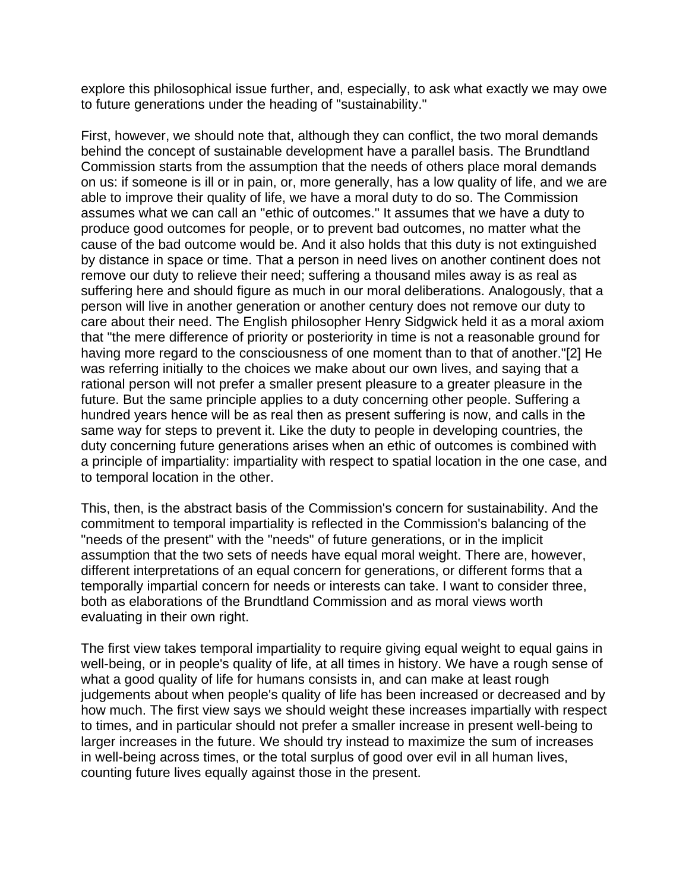explore this philosophical issue further, and, especially, to ask what exactly we may owe to future generations under the heading of "sustainability."

First, however, we should note that, although they can conflict, the two moral demands behind the concept of sustainable development have a parallel basis. The Brundtland Commission starts from the assumption that the needs of others place moral demands on us: if someone is ill or in pain, or, more generally, has a low quality of life, and we are able to improve their quality of life, we have a moral duty to do so. The Commission assumes what we can call an "ethic of outcomes." It assumes that we have a duty to produce good outcomes for people, or to prevent bad outcomes, no matter what the cause of the bad outcome would be. And it also holds that this duty is not extinguished by distance in space or time. That a person in need lives on another continent does not remove our duty to relieve their need; suffering a thousand miles away is as real as suffering here and should figure as much in our moral deliberations. Analogously, that a person will live in another generation or another century does not remove our duty to care about their need. The English philosopher Henry Sidgwick held it as a moral axiom that "the mere difference of priority or posteriority in time is not a reasonable ground for having more regard to the consciousness of one moment than to that of another."[2] He was referring initially to the choices we make about our own lives, and saying that a rational person will not prefer a smaller present pleasure to a greater pleasure in the future. But the same principle applies to a duty concerning other people. Suffering a hundred years hence will be as real then as present suffering is now, and calls in the same way for steps to prevent it. Like the duty to people in developing countries, the duty concerning future generations arises when an ethic of outcomes is combined with a principle of impartiality: impartiality with respect to spatial location in the one case, and to temporal location in the other.

This, then, is the abstract basis of the Commission's concern for sustainability. And the commitment to temporal impartiality is reflected in the Commission's balancing of the "needs of the present" with the "needs" of future generations, or in the implicit assumption that the two sets of needs have equal moral weight. There are, however, different interpretations of an equal concern for generations, or different forms that a temporally impartial concern for needs or interests can take. I want to consider three, both as elaborations of the Brundtland Commission and as moral views worth evaluating in their own right.

The first view takes temporal impartiality to require giving equal weight to equal gains in well-being, or in people's quality of life, at all times in history. We have a rough sense of what a good quality of life for humans consists in, and can make at least rough judgements about when people's quality of life has been increased or decreased and by how much. The first view says we should weight these increases impartially with respect to times, and in particular should not prefer a smaller increase in present well-being to larger increases in the future. We should try instead to maximize the sum of increases in well-being across times, or the total surplus of good over evil in all human lives, counting future lives equally against those in the present.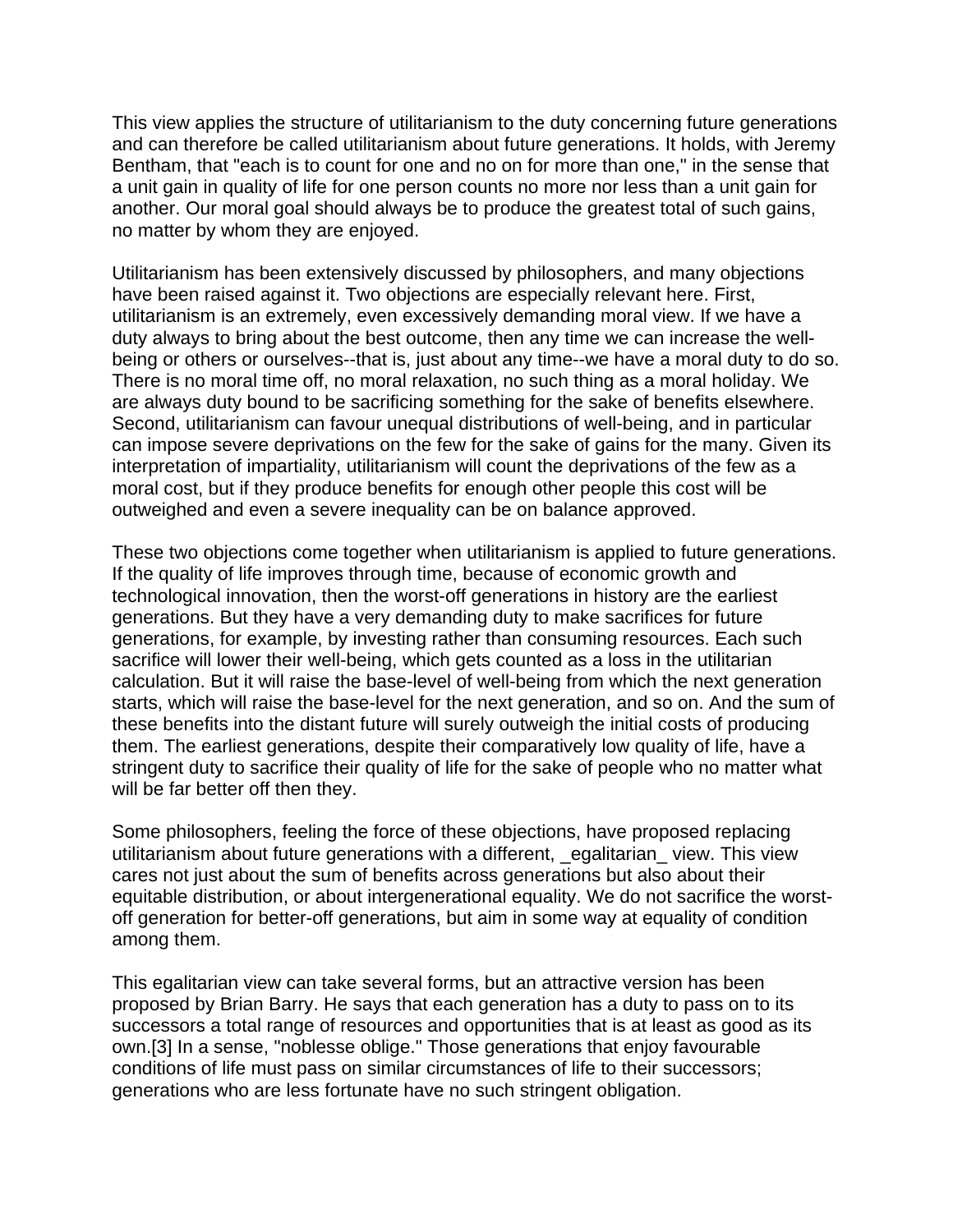This view applies the structure of utilitarianism to the duty concerning future generations and can therefore be called utilitarianism about future generations. It holds, with Jeremy Bentham, that "each is to count for one and no on for more than one," in the sense that a unit gain in quality of life for one person counts no more nor less than a unit gain for another. Our moral goal should always be to produce the greatest total of such gains, no matter by whom they are enjoyed.

Utilitarianism has been extensively discussed by philosophers, and many objections have been raised against it. Two objections are especially relevant here. First, utilitarianism is an extremely, even excessively demanding moral view. If we have a duty always to bring about the best outcome, then any time we can increase the well-being or others or ourselves--that is, just about any time--we have a moral duty to do so. There is no moral time off, no moral relaxation, no such thing as a moral holiday. We are always duty bound to be sacrificing something for the sake of benefits elsewhere. Second, utilitarianism can favour unequal distributions of well-being, and in particular can impose severe deprivations on the few for the sake of gains for the many. Given its interpretation of impartiality, utilitarianism will count the deprivations of the few as a moral cost, but if they produce benefits for enough other people this cost will be outweighed and even a severe inequality can be on balance approved.

These two objections come together when utilitarianism is applied to future generations. If the quality of life improves through time, because of economic growth and technological innovation, then the worst-off generations in history are the earliest generations. But they have a very demanding duty to make sacrifices for future generations, for example, by investing rather than consuming resources. Each such sacrifice will lower their well-being, which gets counted as a loss in the utilitarian calculation. But it will raise the base-level of well-being from which the next generation starts, which will raise the base-level for the next generation, and so on. And the sum of these benefits into the distant future will surely outweigh the initial costs of producing them. The earliest generations, despite their comparatively low quality of life, have a stringent duty to sacrifice their quality of life for the sake of people who no matter what will be far better off then they.

Some philosophers, feeling the force of these objections, have proposed replacing utilitarianism about future generations with a different, _egalitarian_ view. This view cares not just about the sum of benefits across generations but also about their equitable distribution, or about intergenerational equality. We do not sacrifice the worst-off generation for better-off generations, but aim in some way at equality of condition among them.

This egalitarian view can take several forms, but an attractive version has been proposed by Brian Barry. He says that each generation has a duty to pass on to its successors a total range of resources and opportunities that is at least as good as its own.[3] In a sense, "noblesse oblige." Those generations that enjoy favourable conditions of life must pass on similar circumstances of life to their successors; generations who are less fortunate have no such stringent obligation.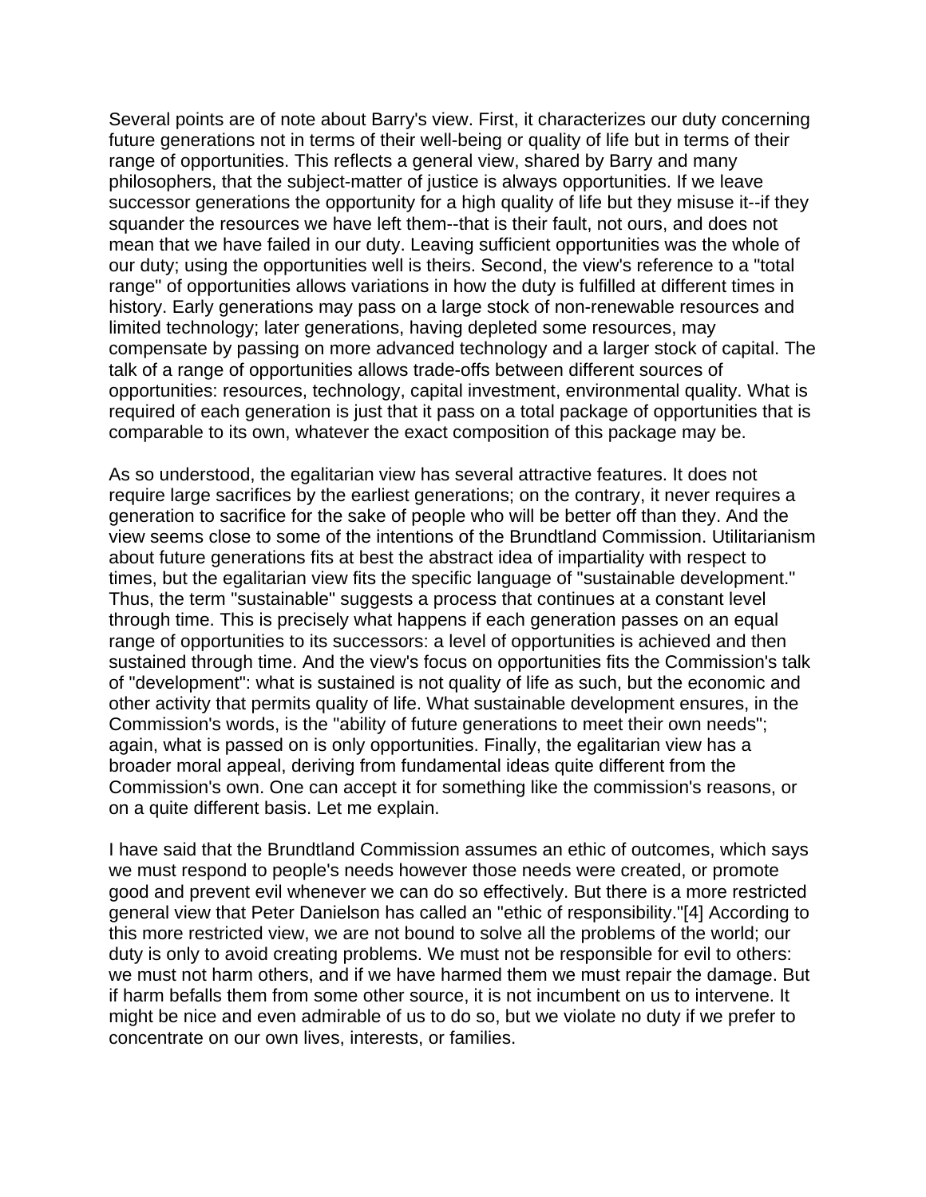Several points are of note about Barry's view. First, it characterizes our duty concerning future generations not in terms of their well-being or quality of life but in terms of their range of opportunities. This reflects a general view, shared by Barry and many philosophers, that the subject-matter of justice is always opportunities. If we leave successor generations the opportunity for a high quality of life but they misuse it--if they squander the resources we have left them--that is their fault, not ours, and does not mean that we have failed in our duty. Leaving sufficient opportunities was the whole of our duty; using the opportunities well is theirs. Second, the view's reference to a "total range" of opportunities allows variations in how the duty is fulfilled at different times in history. Early generations may pass on a large stock of non-renewable resources and limited technology; later generations, having depleted some resources, may compensate by passing on more advanced technology and a larger stock of capital. The talk of a range of opportunities allows trade-offs between different sources of opportunities: resources, technology, capital investment, environmental quality. What is required of each generation is just that it pass on a total package of opportunities that is comparable to its own, whatever the exact composition of this package may be.

As so understood, the egalitarian view has several attractive features. It does not require large sacrifices by the earliest generations; on the contrary, it never requires a generation to sacrifice for the sake of people who will be better off than they. And the view seems close to some of the intentions of the Brundtland Commission. Utilitarianism about future generations fits at best the abstract idea of impartiality with respect to times, but the egalitarian view fits the specific language of "sustainable development." Thus, the term "sustainable" suggests a process that continues at a constant level through time. This is precisely what happens if each generation passes on an equal range of opportunities to its successors: a level of opportunities is achieved and then sustained through time. And the view's focus on opportunities fits the Commission's talk of "development": what is sustained is not quality of life as such, but the economic and other activity that permits quality of life. What sustainable development ensures, in the Commission's words, is the "ability of future generations to meet their own needs"; again, what is passed on is only opportunities. Finally, the egalitarian view has a broader moral appeal, deriving from fundamental ideas quite different from the Commission's own. One can accept it for something like the commission's reasons, or on a quite different basis. Let me explain.

I have said that the Brundtland Commission assumes an ethic of outcomes, which says we must respond to people's needs however those needs were created, or promote good and prevent evil whenever we can do so effectively. But there is a more restricted general view that Peter Danielson has called an "ethic of responsibility."[4] According to this more restricted view, we are not bound to solve all the problems of the world; our duty is only to avoid creating problems. We must not be responsible for evil to others: we must not harm others, and if we have harmed them we must repair the damage. But if harm befalls them from some other source, it is not incumbent on us to intervene. It might be nice and even admirable of us to do so, but we violate no duty if we prefer to concentrate on our own lives, interests, or families.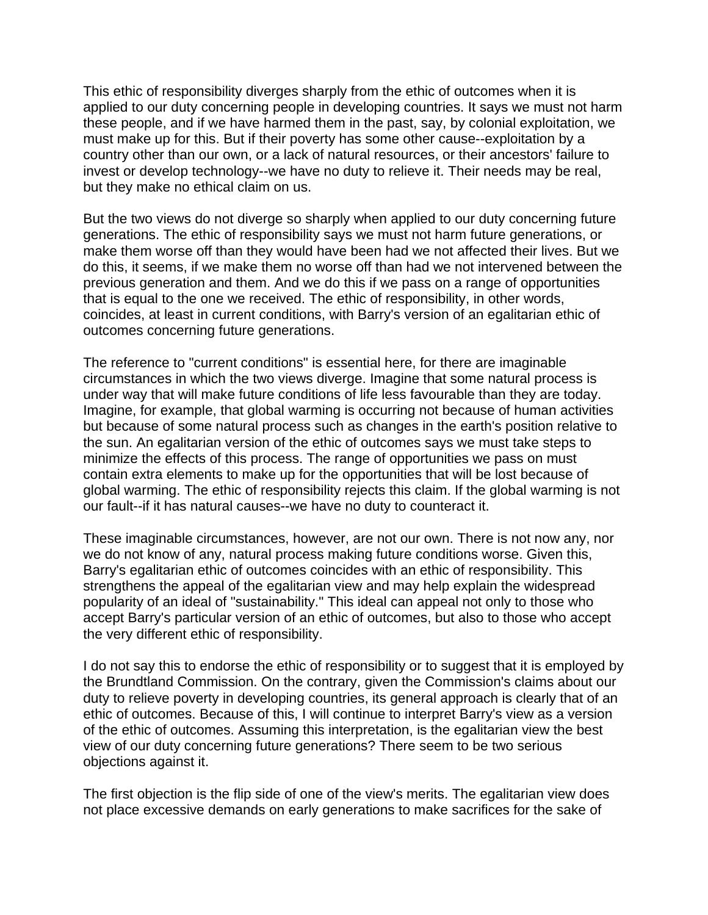This ethic of responsibility diverges sharply from the ethic of outcomes when it is applied to our duty concerning people in developing countries. It says we must not harm these people, and if we have harmed them in the past, say, by colonial exploitation, we must make up for this. But if their poverty has some other cause--exploitation by a country other than our own, or a lack of natural resources, or their ancestors' failure to invest or develop technology--we have no duty to relieve it. Their needs may be real, but they make no ethical claim on us.

But the two views do not diverge so sharply when applied to our duty concerning future generations. The ethic of responsibility says we must not harm future generations, or make them worse off than they would have been had we not affected their lives. But we do this, it seems, if we make them no worse off than had we not intervened between the previous generation and them. And we do this if we pass on a range of opportunities that is equal to the one we received. The ethic of responsibility, in other words, coincides, at least in current conditions, with Barry's version of an egalitarian ethic of outcomes concerning future generations.

The reference to "current conditions" is essential here, for there are imaginable circumstances in which the two views diverge. Imagine that some natural process is under way that will make future conditions of life less favourable than they are today. Imagine, for example, that global warming is occurring not because of human activities but because of some natural process such as changes in the earth's position relative to the sun. An egalitarian version of the ethic of outcomes says we must take steps to minimize the effects of this process. The range of opportunities we pass on must contain extra elements to make up for the opportunities that will be lost because of global warming. The ethic of responsibility rejects this claim. If the global warming is not our fault--if it has natural causes--we have no duty to counteract it.

These imaginable circumstances, however, are not our own. There is not now any, nor we do not know of any, natural process making future conditions worse. Given this, Barry's egalitarian ethic of outcomes coincides with an ethic of responsibility. This strengthens the appeal of the egalitarian view and may help explain the widespread popularity of an ideal of "sustainability." This ideal can appeal not only to those who accept Barry's particular version of an ethic of outcomes, but also to those who accept the very different ethic of responsibility.

I do not say this to endorse the ethic of responsibility or to suggest that it is employed by the Brundtland Commission. On the contrary, given the Commission's claims about our duty to relieve poverty in developing countries, its general approach is clearly that of an ethic of outcomes. Because of this, I will continue to interpret Barry's view as a version of the ethic of outcomes. Assuming this interpretation, is the egalitarian view the best view of our duty concerning future generations? There seem to be two serious objections against it.

The first objection is the flip side of one of the view's merits. The egalitarian view does not place excessive demands on early generations to make sacrifices for the sake of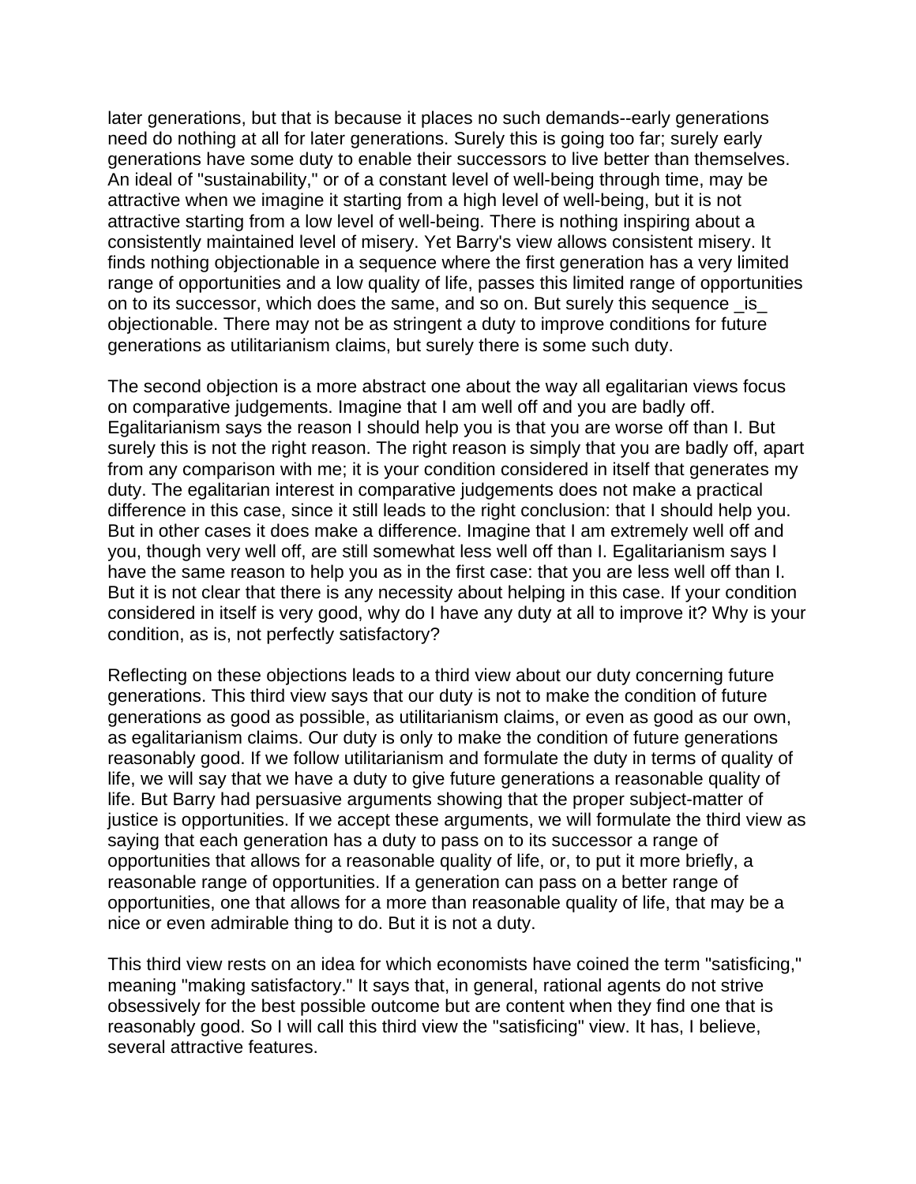later generations, but that is because it places no such demands--early generations need do nothing at all for later generations. Surely this is going too far; surely early generations have some duty to enable their successors to live better than themselves. An ideal of "sustainability," or of a constant level of well-being through time, may be attractive when we imagine it starting from a high level of well-being, but it is not attractive starting from a low level of well-being. There is nothing inspiring about a consistently maintained level of misery. Yet Barry's view allows consistent misery. It finds nothing objectionable in a sequence where the first generation has a very limited range of opportunities and a low quality of life, passes this limited range of opportunities on to its successor, which does the same, and so on. But surely this sequence _is_ objectionable. There may not be as stringent a duty to improve conditions for future generations as utilitarianism claims, but surely there is some such duty.

The second objection is a more abstract one about the way all egalitarian views focus on comparative judgements. Imagine that I am well off and you are badly off. Egalitarianism says the reason I should help you is that you are worse off than I. But surely this is not the right reason. The right reason is simply that you are badly off, apart from any comparison with me; it is your condition considered in itself that generates my duty. The egalitarian interest in comparative judgements does not make a practical difference in this case, since it still leads to the right conclusion: that I should help you. But in other cases it does make a difference. Imagine that I am extremely well off and you, though very well off, are still somewhat less well off than I. Egalitarianism says I have the same reason to help you as in the first case: that you are less well off than I. But it is not clear that there is any necessity about helping in this case. If your condition considered in itself is very good, why do I have any duty at all to improve it? Why is your condition, as is, not perfectly satisfactory?

Reflecting on these objections leads to a third view about our duty concerning future generations. This third view says that our duty is not to make the condition of future generations as good as possible, as utilitarianism claims, or even as good as our own, as egalitarianism claims. Our duty is only to make the condition of future generations reasonably good. If we follow utilitarianism and formulate the duty in terms of quality of life, we will say that we have a duty to give future generations a reasonable quality of life. But Barry had persuasive arguments showing that the proper subject-matter of justice is opportunities. If we accept these arguments, we will formulate the third view as saying that each generation has a duty to pass on to its successor a range of opportunities that allows for a reasonable quality of life, or, to put it more briefly, a reasonable range of opportunities. If a generation can pass on a better range of opportunities, one that allows for a more than reasonable quality of life, that may be a nice or even admirable thing to do. But it is not a duty.

This third view rests on an idea for which economists have coined the term "satisficing," meaning "making satisfactory." It says that, in general, rational agents do not strive obsessively for the best possible outcome but are content when they find one that is reasonably good. So I will call this third view the "satisficing" view. It has, I believe, several attractive features.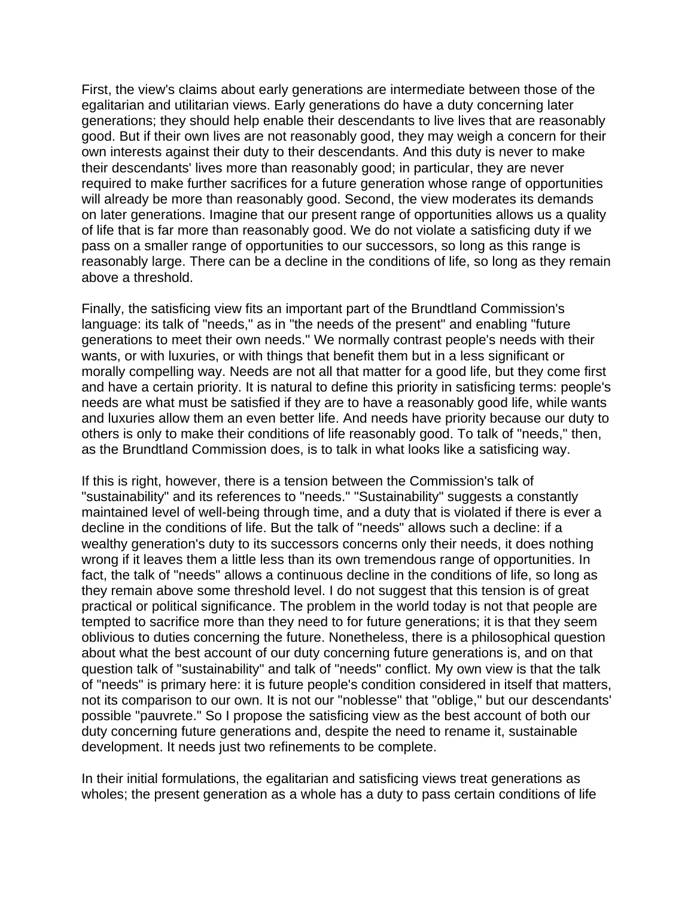First, the view's claims about early generations are intermediate between those of the egalitarian and utilitarian views. Early generations do have a duty concerning later generations; they should help enable their descendants to live lives that are reasonably good. But if their own lives are not reasonably good, they may weigh a concern for their own interests against their duty to their descendants. And this duty is never to make their descendants' lives more than reasonably good; in particular, they are never required to make further sacrifices for a future generation whose range of opportunities will already be more than reasonably good. Second, the view moderates its demands on later generations. Imagine that our present range of opportunities allows us a quality of life that is far more than reasonably good. We do not violate a satisficing duty if we pass on a smaller range of opportunities to our successors, so long as this range is reasonably large. There can be a decline in the conditions of life, so long as they remain above a threshold.

Finally, the satisficing view fits an important part of the Brundtland Commission's language: its talk of "needs," as in "the needs of the present" and enabling "future generations to meet their own needs." We normally contrast people's needs with their wants, or with luxuries, or with things that benefit them but in a less significant or morally compelling way. Needs are not all that matter for a good life, but they come first and have a certain priority. It is natural to define this priority in satisficing terms: people's needs are what must be satisfied if they are to have a reasonably good life, while wants and luxuries allow them an even better life. And needs have priority because our duty to others is only to make their conditions of life reasonably good. To talk of "needs," then, as the Brundtland Commission does, is to talk in what looks like a satisficing way.

If this is right, however, there is a tension between the Commission's talk of "sustainability" and its references to "needs." "Sustainability" suggests a constantly maintained level of well-being through time, and a duty that is violated if there is ever a decline in the conditions of life. But the talk of "needs" allows such a decline: if a wealthy generation's duty to its successors concerns only their needs, it does nothing wrong if it leaves them a little less than its own tremendous range of opportunities. In fact, the talk of "needs" allows a continuous decline in the conditions of life, so long as they remain above some threshold level. I do not suggest that this tension is of great practical or political significance. The problem in the world today is not that people are tempted to sacrifice more than they need to for future generations; it is that they seem oblivious to duties concerning the future. Nonetheless, there is a philosophical question about what the best account of our duty concerning future generations is, and on that question talk of "sustainability" and talk of "needs" conflict. My own view is that the talk of "needs" is primary here: it is future people's condition considered in itself that matters, not its comparison to our own. It is not our "noblesse" that "oblige," but our descendants' possible "pauvrete." So I propose the satisficing view as the best account of both our duty concerning future generations and, despite the need to rename it, sustainable development. It needs just two refinements to be complete.

In their initial formulations, the egalitarian and satisficing views treat generations as wholes; the present generation as a whole has a duty to pass certain conditions of life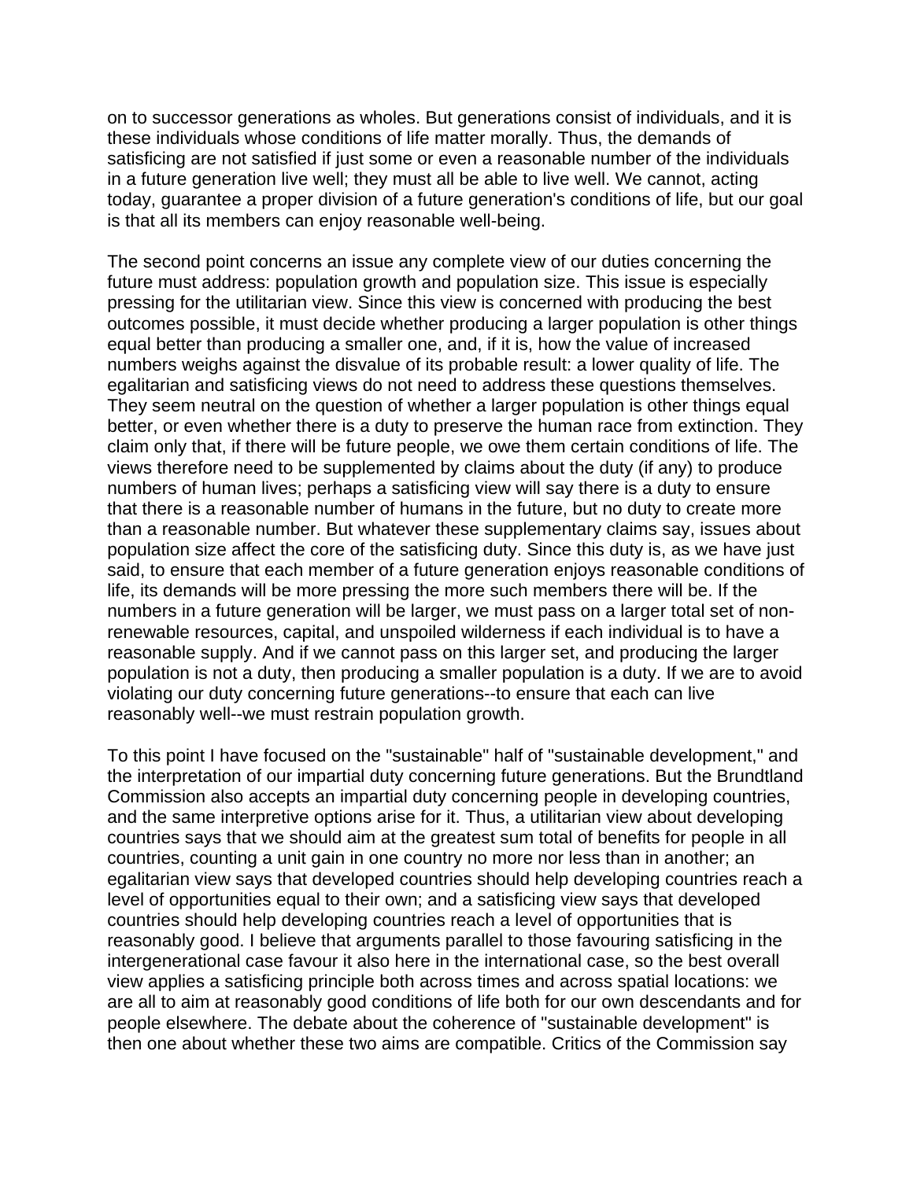on to successor generations as wholes. But generations consist of individuals, and it is these individuals whose conditions of life matter morally. Thus, the demands of satisficing are not satisfied if just some or even a reasonable number of the individuals in a future generation live well; they must all be able to live well. We cannot, acting today, guarantee a proper division of a future generation's conditions of life, but our goal is that all its members can enjoy reasonable well-being.

The second point concerns an issue any complete view of our duties concerning the future must address: population growth and population size. This issue is especially pressing for the utilitarian view. Since this view is concerned with producing the best outcomes possible, it must decide whether producing a larger population is other things equal better than producing a smaller one, and, if it is, how the value of increased numbers weighs against the disvalue of its probable result: a lower quality of life. The egalitarian and satisficing views do not need to address these questions themselves. They seem neutral on the question of whether a larger population is other things equal better, or even whether there is a duty to preserve the human race from extinction. They claim only that, if there will be future people, we owe them certain conditions of life. The views therefore need to be supplemented by claims about the duty (if any) to produce numbers of human lives; perhaps a satisficing view will say there is a duty to ensure that there is a reasonable number of humans in the future, but no duty to create more than a reasonable number. But whatever these supplementary claims say, issues about population size affect the core of the satisficing duty. Since this duty is, as we have just said, to ensure that each member of a future generation enjoys reasonable conditions of life, its demands will be more pressing the more such members there will be. If the numbers in a future generation will be larger, we must pass on a larger total set of non-renewable resources, capital, and unspoiled wilderness if each individual is to have a reasonable supply. And if we cannot pass on this larger set, and producing the larger population is not a duty, then producing a smaller population is a duty. If we are to avoid violating our duty concerning future generations--to ensure that each can live reasonably well--we must restrain population growth.

To this point I have focused on the "sustainable" half of "sustainable development," and the interpretation of our impartial duty concerning future generations. But the Brundtland Commission also accepts an impartial duty concerning people in developing countries, and the same interpretive options arise for it. Thus, a utilitarian view about developing countries says that we should aim at the greatest sum total of benefits for people in all countries, counting a unit gain in one country no more nor less than in another; an egalitarian view says that developed countries should help developing countries reach a level of opportunities equal to their own; and a satisficing view says that developed countries should help developing countries reach a level of opportunities that is reasonably good. I believe that arguments parallel to those favouring satisficing in the intergenerational case favour it also here in the international case, so the best overall view applies a satisficing principle both across times and across spatial locations: we are all to aim at reasonably good conditions of life both for our own descendants and for people elsewhere. The debate about the coherence of "sustainable development" is then one about whether these two aims are compatible. Critics of the Commission say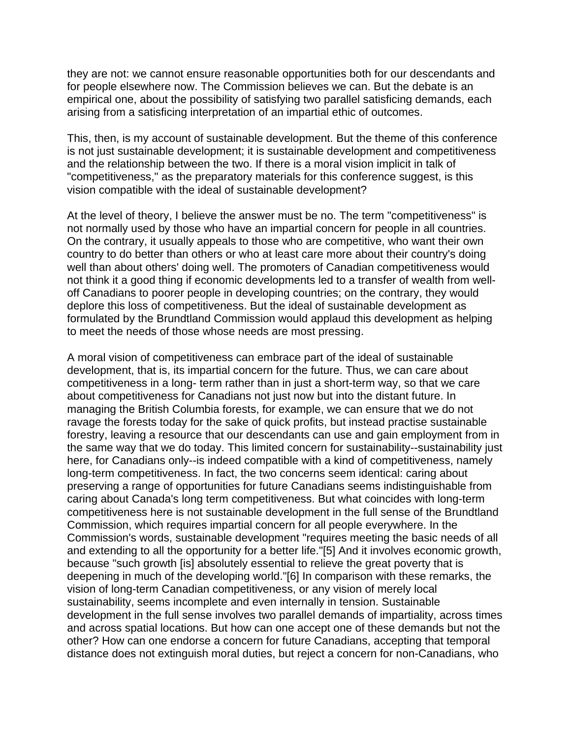they are not: we cannot ensure reasonable opportunities both for our descendants and for people elsewhere now. The Commission believes we can. But the debate is an empirical one, about the possibility of satisfying two parallel satisficing demands, each arising from a satisficing interpretation of an impartial ethic of outcomes.

This, then, is my account of sustainable development. But the theme of this conference is not just sustainable development; it is sustainable development and competitiveness and the relationship between the two. If there is a moral vision implicit in talk of "competitiveness," as the preparatory materials for this conference suggest, is this vision compatible with the ideal of sustainable development?

At the level of theory, I believe the answer must be no. The term "competitiveness" is not normally used by those who have an impartial concern for people in all countries. On the contrary, it usually appeals to those who are competitive, who want their own country to do better than others or who at least care more about their country's doing well than about others' doing well. The promoters of Canadian competitiveness would not think it a good thing if economic developments led to a transfer of wealth from well-off Canadians to poorer people in developing countries; on the contrary, they would deplore this loss of competitiveness. But the ideal of sustainable development as formulated by the Brundtland Commission would applaud this development as helping to meet the needs of those whose needs are most pressing.

A moral vision of competitiveness can embrace part of the ideal of sustainable development, that is, its impartial concern for the future. Thus, we can care about competitiveness in a long- term rather than in just a short-term way, so that we care about competitiveness for Canadians not just now but into the distant future. In managing the British Columbia forests, for example, we can ensure that we do not ravage the forests today for the sake of quick profits, but instead practise sustainable forestry, leaving a resource that our descendants can use and gain employment from in the same way that we do today. This limited concern for sustainability--sustainability just here, for Canadians only--is indeed compatible with a kind of competitiveness, namely long-term competitiveness. In fact, the two concerns seem identical: caring about preserving a range of opportunities for future Canadians seems indistinguishable from caring about Canada's long term competitiveness. But what coincides with long-term competitiveness here is not sustainable development in the full sense of the Brundtland Commission, which requires impartial concern for all people everywhere. In the Commission's words, sustainable development "requires meeting the basic needs of all and extending to all the opportunity for a better life."[5] And it involves economic growth, because "such growth [is] absolutely essential to relieve the great poverty that is deepening in much of the developing world."[6] In comparison with these remarks, the vision of long-term Canadian competitiveness, or any vision of merely local sustainability, seems incomplete and even internally in tension. Sustainable development in the full sense involves two parallel demands of impartiality, across times and across spatial locations. But how can one accept one of these demands but not the other? How can one endorse a concern for future Canadians, accepting that temporal distance does not extinguish moral duties, but reject a concern for non-Canadians, who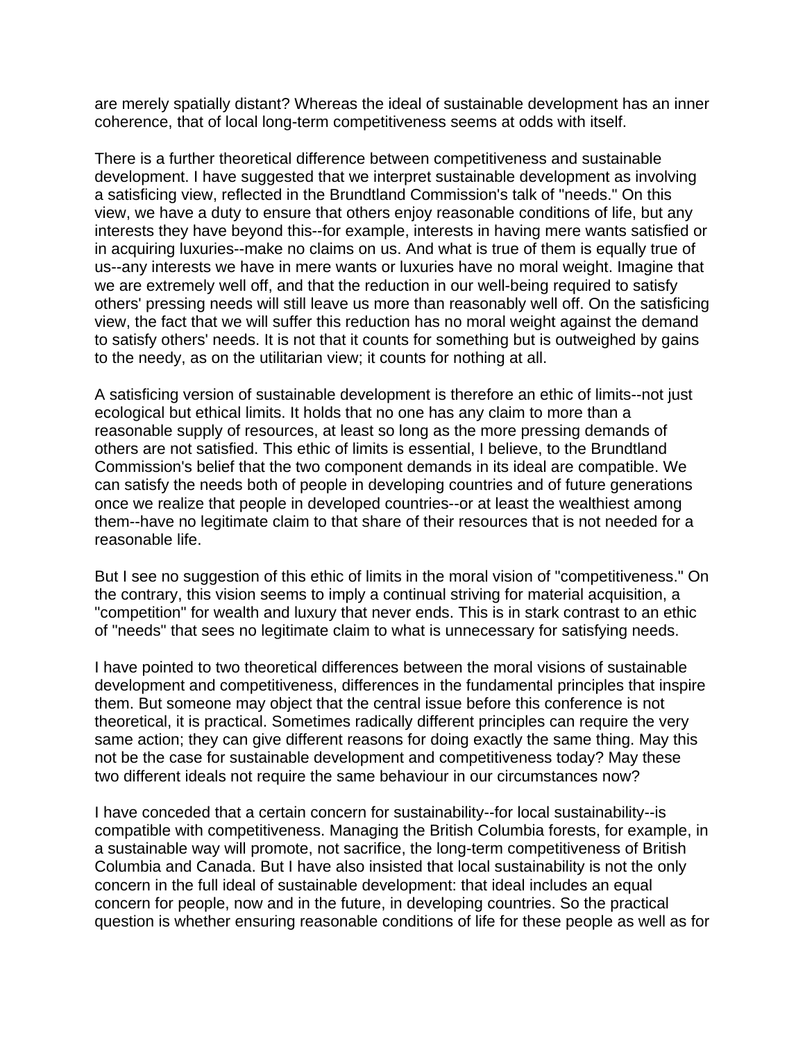are merely spatially distant? Whereas the ideal of sustainable development has an inner coherence, that of local long-term competitiveness seems at odds with itself.

There is a further theoretical difference between competitiveness and sustainable development. I have suggested that we interpret sustainable development as involving a satisficing view, reflected in the Brundtland Commission's talk of "needs." On this view, we have a duty to ensure that others enjoy reasonable conditions of life, but any interests they have beyond this--for example, interests in having mere wants satisfied or in acquiring luxuries--make no claims on us. And what is true of them is equally true of us--any interests we have in mere wants or luxuries have no moral weight. Imagine that we are extremely well off, and that the reduction in our well-being required to satisfy others' pressing needs will still leave us more than reasonably well off. On the satisficing view, the fact that we will suffer this reduction has no moral weight against the demand to satisfy others' needs. It is not that it counts for something but is outweighed by gains to the needy, as on the utilitarian view; it counts for nothing at all.

A satisficing version of sustainable development is therefore an ethic of limits--not just ecological but ethical limits. It holds that no one has any claim to more than a reasonable supply of resources, at least so long as the more pressing demands of others are not satisfied. This ethic of limits is essential, I believe, to the Brundtland Commission's belief that the two component demands in its ideal are compatible. We can satisfy the needs both of people in developing countries and of future generations once we realize that people in developed countries--or at least the wealthiest among them--have no legitimate claim to that share of their resources that is not needed for a reasonable life.

But I see no suggestion of this ethic of limits in the moral vision of "competitiveness." On the contrary, this vision seems to imply a continual striving for material acquisition, a "competition" for wealth and luxury that never ends. This is in stark contrast to an ethic of "needs" that sees no legitimate claim to what is unnecessary for satisfying needs.

I have pointed to two theoretical differences between the moral visions of sustainable development and competitiveness, differences in the fundamental principles that inspire them. But someone may object that the central issue before this conference is not theoretical, it is practical. Sometimes radically different principles can require the very same action; they can give different reasons for doing exactly the same thing. May this not be the case for sustainable development and competitiveness today? May these two different ideals not require the same behaviour in our circumstances now?

I have conceded that a certain concern for sustainability--for local sustainability--is compatible with competitiveness. Managing the British Columbia forests, for example, in a sustainable way will promote, not sacrifice, the long-term competitiveness of British Columbia and Canada. But I have also insisted that local sustainability is not the only concern in the full ideal of sustainable development: that ideal includes an equal concern for people, now and in the future, in developing countries. So the practical question is whether ensuring reasonable conditions of life for these people as well as for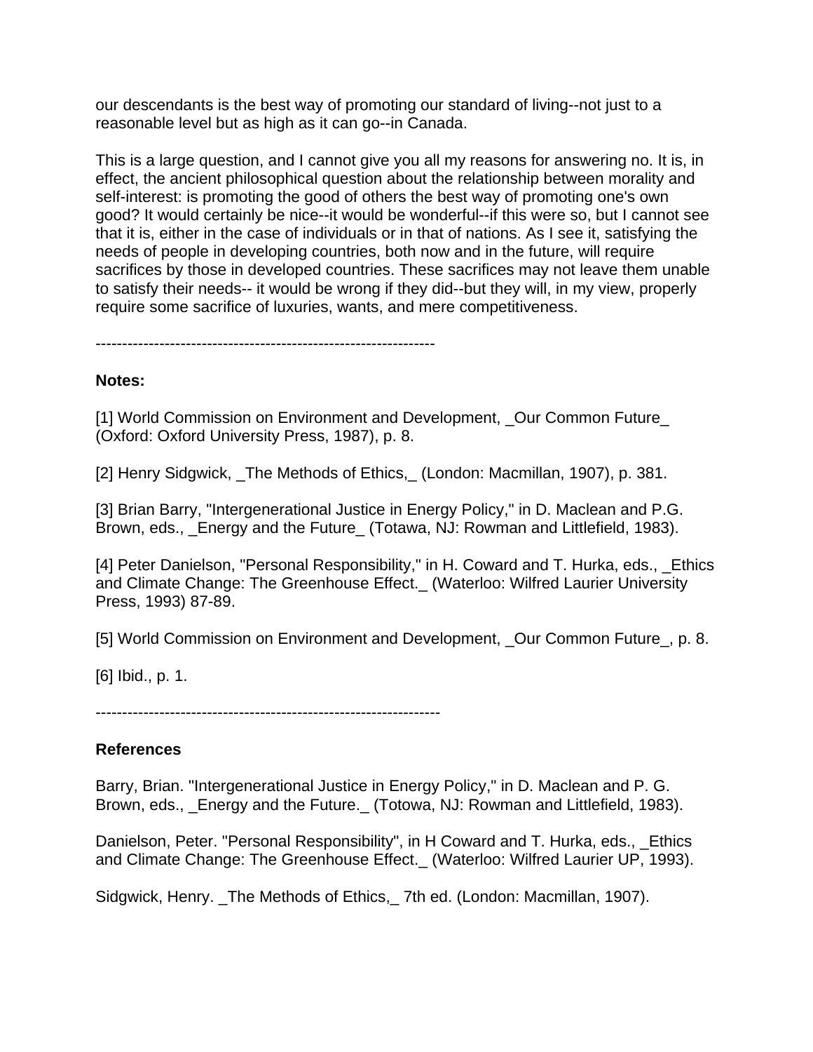our descendants is the best way of promoting our standard of living--not just to a reasonable level but as high as it can go--in Canada.

This is a large question, and I cannot give you all my reasons for answering no. It is, in effect, the ancient philosophical question about the relationship between morality and self-interest: is promoting the good of others the best way of promoting one's own good? It would certainly be nice--it would be wonderful--if this were so, but I cannot see that it is, either in the case of individuals or in that of nations. As I see it, satisfying the needs of people in developing countries, both now and in the future, will require sacrifices by those in developed countries. These sacrifices may not leave them unable to satisfy their needs-- it would be wrong if they did--but they will, in my view, properly require some sacrifice of luxuries, wants, and mere competitiveness.

----------------------------------------------------------------

**Notes:**

[1] World Commission on Environment and Development, _Our Common Future_ (Oxford: Oxford University Press, 1987), p. 8.

[2] Henry Sidgwick, _The Methods of Ethics,_ (London: Macmillan, 1907), p. 381.

[3] Brian Barry, "Intergenerational Justice in Energy Policy," in D. Maclean and P.G. Brown, eds., _Energy and the Future_ (Totawa, NJ: Rowman and Littlefield, 1983).

[4] Peter Danielson, "Personal Responsibility," in H. Coward and T. Hurka, eds., _Ethics and Climate Change: The Greenhouse Effect._ (Waterloo: Wilfred Laurier University Press, 1993) 87-89.

[5] World Commission on Environment and Development, _Our Common Future_, p. 8.

[6] Ibid., p. 1.

-----------------------------------------------------------------

**References**

Barry, Brian. "Intergenerational Justice in Energy Policy," in D. Maclean and P. G. Brown, eds., _Energy and the Future._ (Totowa, NJ: Rowman and Littlefield, 1983).

Danielson, Peter. "Personal Responsibility", in H Coward and T. Hurka, eds., _Ethics and Climate Change: The Greenhouse Effect._ (Waterloo: Wilfred Laurier UP, 1993).

Sidgwick, Henry. _The Methods of Ethics,_ 7th ed. (London: Macmillan, 1907).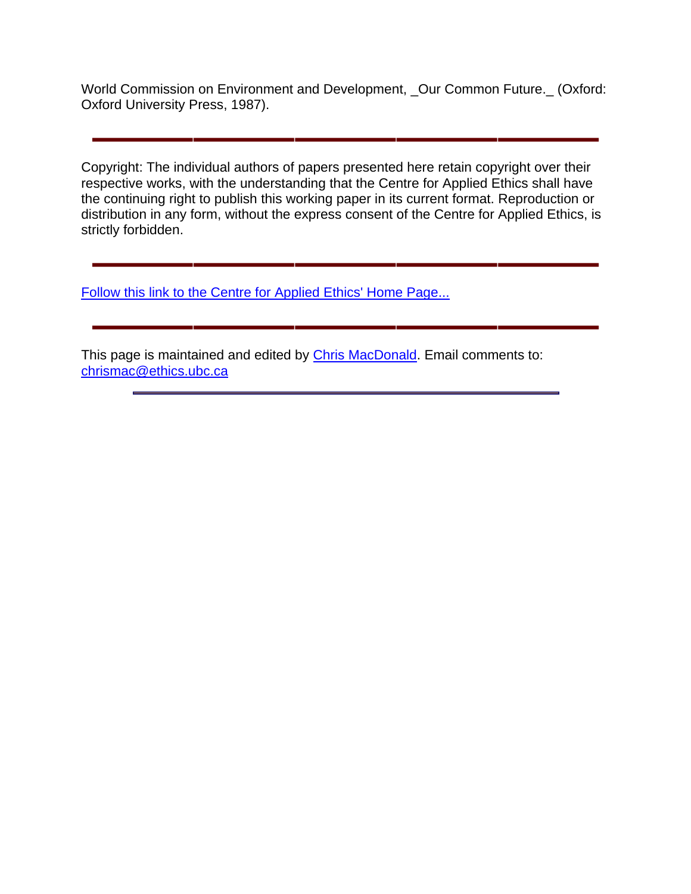World Commission on Environment and Development, _Our Common Future._ (Oxford: Oxford University Press, 1987).

---

Copyright: The individual authors of papers presented here retain copyright over their respective works, with the understanding that the Centre for Applied Ethics shall have the continuing right to publish this working paper in its current format. Reproduction or distribution in any form, without the express consent of the Centre for Applied Ethics, is strictly forbidden.

---

Follow this link to the Centre for Applied Ethics' Home Page...

---

This page is maintained and edited by Chris MacDonald. Email comments to: chrismac@ethics.ubc.ca

---